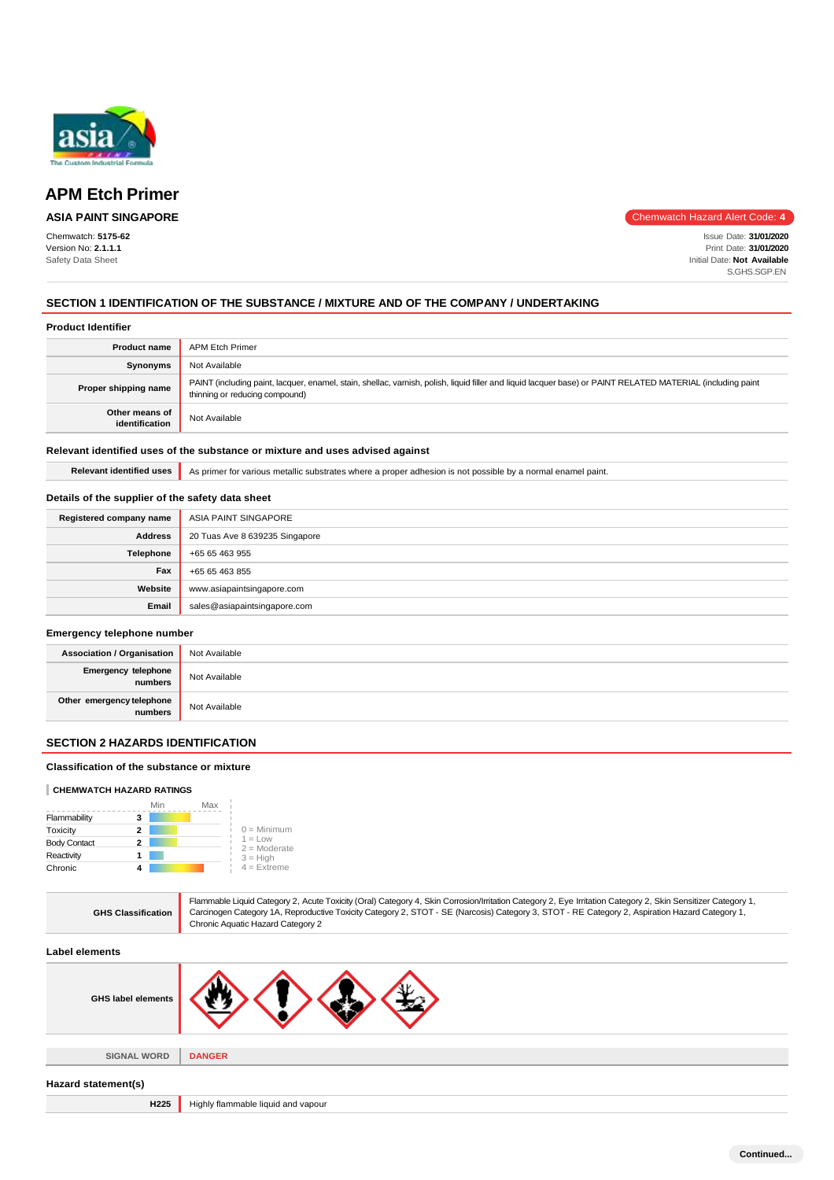# APM Etch Primer

**ASIA PAINT SINGAPORE**

Chemwatch Hazard Alert Code: **4**

Chemwatch: **5175-62**
Version No: **2.1.1.1**
Safety Data Sheet

Issue Date: **31/01/2020**
Print Date: **31/01/2020**
Initial Date: **Not Available**
S.GHS.SGP.EN

## SECTION 1 IDENTIFICATION OF THE SUBSTANCE / MIXTURE AND OF THE COMPANY / UNDERTAKING

### Product Identifier

| | |
|---|---|
| **Product name** | APM Etch Primer |
| **Synonyms** | Not Available |
| **Proper shipping name** | PAINT (including paint, lacquer, enamel, stain, shellac, varnish, polish, liquid filler and liquid lacquer base) or PAINT RELATED MATERIAL (including paint thinning or reducing compound) |
| **Other means of identification** | Not Available |

### Relevant identified uses of the substance or mixture and uses advised against

| | |
|---|---|
| **Relevant identified uses** | As primer for various metallic substrates where a proper adhesion is not possible by a normal enamel paint. |

### Details of the supplier of the safety data sheet

| | |
|---|---|
| **Registered company name** | ASIA PAINT SINGAPORE |
| **Address** | 20 Tuas Ave 8 639235 Singapore |
| **Telephone** | +65 65 463 955 |
| **Fax** | +65 65 463 855 |
| **Website** | www.asiapaintsingapore.com |
| **Email** | sales@asiapaintsingapore.com |

### Emergency telephone number

| | |
|---|---|
| **Association / Organisation** | Not Available |
| **Emergency telephone numbers** | Not Available |
| **Other emergency telephone numbers** | Not Available |

## SECTION 2 HAZARDS IDENTIFICATION

### Classification of the substance or mixture

**CHEMWATCH HAZARD RATINGS**

| | Rating |
|---|---|
| Flammability | 3 |
| Toxicity | 2 |
| Body Contact | 2 |
| Reactivity | 1 |
| Chronic | 4 |

0 = Minimum
1 = Low
2 = Moderate
3 = High
4 = Extreme

| | |
|---|---|
| **GHS Classification** | Flammable Liquid Category 2, Acute Toxicity (Oral) Category 4, Skin Corrosion/Irritation Category 2, Eye Irritation Category 2, Skin Sensitizer Category 1, Carcinogen Category 1A, Reproductive Toxicity Category 2, STOT - SE (Narcosis) Category 3, STOT - RE Category 2, Aspiration Hazard Category 1, Chronic Aquatic Hazard Category 2 |

### Label elements

| | |
|---|---|
| **GHS label elements** | |
| **SIGNAL WORD** | **DANGER** |

### Hazard statement(s)

| | |
|---|---|
| **H225** | Highly flammable liquid and vapour |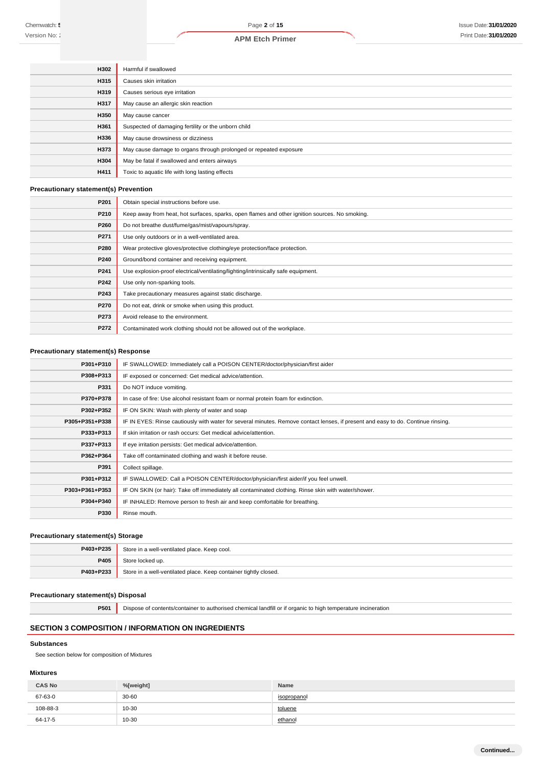| | |
|---|---|
| H302 | Harmful if swallowed |
| H315 | Causes skin irritation |
| H319 | Causes serious eye irritation |
| H317 | May cause an allergic skin reaction |
| H350 | May cause cancer |
| H361 | Suspected of damaging fertility or the unborn child |
| H336 | May cause drowsiness or dizziness |
| H373 | May cause damage to organs through prolonged or repeated exposure |
| H304 | May be fatal if swallowed and enters airways |
| H411 | Toxic to aquatic life with long lasting effects |

### Precautionary statement(s) Prevention

| | |
|---|---|
| P201 | Obtain special instructions before use. |
| P210 | Keep away from heat, hot surfaces, sparks, open flames and other ignition sources. No smoking. |
| P260 | Do not breathe dust/fume/gas/mist/vapours/spray. |
| P271 | Use only outdoors or in a well-ventilated area. |
| P280 | Wear protective gloves/protective clothing/eye protection/face protection. |
| P240 | Ground/bond container and receiving equipment. |
| P241 | Use explosion-proof electrical/ventilating/lighting/intrinsically safe equipment. |
| P242 | Use only non-sparking tools. |
| P243 | Take precautionary measures against static discharge. |
| P270 | Do not eat, drink or smoke when using this product. |
| P273 | Avoid release to the environment. |
| P272 | Contaminated work clothing should not be allowed out of the workplace. |

### Precautionary statement(s) Response

| | |
|---|---|
| P301+P310 | IF SWALLOWED: Immediately call a POISON CENTER/doctor/physician/first aider |
| P308+P313 | IF exposed or concerned: Get medical advice/attention. |
| P331 | Do NOT induce vomiting. |
| P370+P378 | In case of fire: Use alcohol resistant foam or normal protein foam for extinction. |
| P302+P352 | IF ON SKIN: Wash with plenty of water and soap |
| P305+P351+P338 | IF IN EYES: Rinse cautiously with water for several minutes. Remove contact lenses, if present and easy to do. Continue rinsing. |
| P333+P313 | If skin irritation or rash occurs: Get medical advice/attention. |
| P337+P313 | If eye irritation persists: Get medical advice/attention. |
| P362+P364 | Take off contaminated clothing and wash it before reuse. |
| P391 | Collect spillage. |
| P301+P312 | IF SWALLOWED: Call a POISON CENTER/doctor/physician/first aider/if you feel unwell. |
| P303+P361+P353 | IF ON SKIN (or hair): Take off immediately all contaminated clothing. Rinse skin with water/shower. |
| P304+P340 | IF INHALED: Remove person to fresh air and keep comfortable for breathing. |
| P330 | Rinse mouth. |

### Precautionary statement(s) Storage

| | |
|---|---|
| P403+P235 | Store in a well-ventilated place. Keep cool. |
| P405 | Store locked up. |
| P403+P233 | Store in a well-ventilated place. Keep container tightly closed. |

### Precautionary statement(s) Disposal

| | |
|---|---|
| P501 | Dispose of contents/container to authorised chemical landfill or if organic to high temperature incineration |

## SECTION 3 COMPOSITION / INFORMATION ON INGREDIENTS

### Substances

See section below for composition of Mixtures

### Mixtures

| CAS No | %[weight] | Name |
|---|---|---|
| 67-63-0 | 30-60 | isopropanol |
| 108-88-3 | 10-30 | toluene |
| 64-17-5 | 10-30 | ethanol |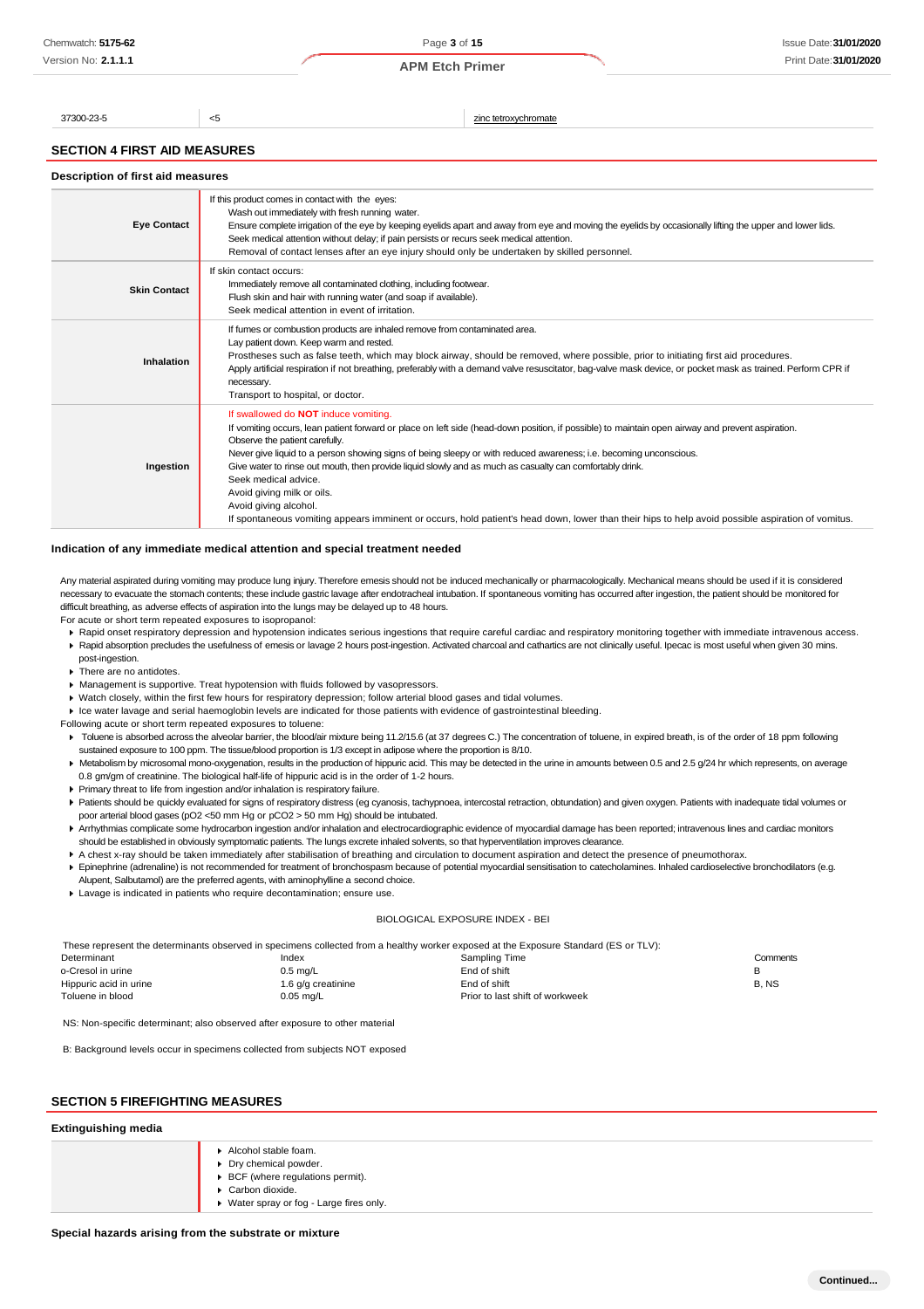| 37300-23-5 | <5 | zinc tetroxychromate |
|---|---|---|

## SECTION 4 FIRST AID MEASURES

### Description of first aid measures

| | |
|---|---|
| **Eye Contact** | If this product comes in contact with the eyes:<br>Wash out immediately with fresh running water.<br>Ensure complete irrigation of the eye by keeping eyelids apart and away from eye and moving the eyelids by occasionally lifting the upper and lower lids.<br>Seek medical attention without delay; if pain persists or recurs seek medical attention.<br>Removal of contact lenses after an eye injury should only be undertaken by skilled personnel. |
| **Skin Contact** | If skin contact occurs:<br>Immediately remove all contaminated clothing, including footwear.<br>Flush skin and hair with running water (and soap if available).<br>Seek medical attention in event of irritation. |
| **Inhalation** | If fumes or combustion products are inhaled remove from contaminated area.<br>Lay patient down. Keep warm and rested.<br>Prostheses such as false teeth, which may block airway, should be removed, where possible, prior to initiating first aid procedures.<br>Apply artificial respiration if not breathing, preferably with a demand valve resuscitator, bag-valve mask device, or pocket mask as trained. Perform CPR if necessary.<br>Transport to hospital, or doctor. |
| **Ingestion** | If swallowed do **NOT** induce vomiting.<br>If vomiting occurs, lean patient forward or place on left side (head-down position, if possible) to maintain open airway and prevent aspiration.<br>Observe the patient carefully.<br>Never give liquid to a person showing signs of being sleepy or with reduced awareness; i.e. becoming unconscious.<br>Give water to rinse out mouth, then provide liquid slowly and as much as casualty can comfortably drink.<br>Seek medical advice.<br>Avoid giving milk or oils.<br>Avoid giving alcohol.<br>If spontaneous vomiting appears imminent or occurs, hold patient's head down, lower than their hips to help avoid possible aspiration of vomitus. |

### Indication of any immediate medical attention and special treatment needed

Any material aspirated during vomiting may produce lung injury. Therefore emesis should not be induced mechanically or pharmacologically. Mechanical means should be used if it is considered necessary to evacuate the stomach contents; these include gastric lavage after endotracheal intubation. If spontaneous vomiting has occurred after ingestion, the patient should be monitored for difficult breathing, as adverse effects of aspiration into the lungs may be delayed up to 48 hours.

For acute or short term repeated exposures to isopropanol:

- Rapid onset respiratory depression and hypotension indicates serious ingestions that require careful cardiac and respiratory monitoring together with immediate intravenous access.
- Rapid absorption precludes the usefulness of emesis or lavage 2 hours post-ingestion. Activated charcoal and cathartics are not clinically useful. Ipecac is most useful when given 30 mins. post-ingestion.
- There are no antidotes.
- Management is supportive. Treat hypotension with fluids followed by vasopressors.
- Watch closely, within the first few hours for respiratory depression; follow arterial blood gases and tidal volumes.
- Ice water lavage and serial haemoglobin levels are indicated for those patients with evidence of gastrointestinal bleeding.

Following acute or short term repeated exposures to toluene:

- Toluene is absorbed across the alveolar barrier, the blood/air mixture being 11.2/15.6 (at 37 degrees C.) The concentration of toluene, in expired breath, is of the order of 18 ppm following sustained exposure to 100 ppm. The tissue/blood proportion is 1/3 except in adipose where the proportion is 8/10.
- Metabolism by microsomal mono-oxygenation, results in the production of hippuric acid. This may be detected in the urine in amounts between 0.5 and 2.5 g/24 hr which represents, on average 0.8 gm/gm of creatinine. The biological half-life of hippuric acid is in the order of 1-2 hours.
- Primary threat to life from ingestion and/or inhalation is respiratory failure.
- Patients should be quickly evaluated for signs of respiratory distress (eg cyanosis, tachypnoea, intercostal retraction, obtundation) and given oxygen. Patients with inadequate tidal volumes or poor arterial blood gases (pO2 <50 mm Hg or pCO2 > 50 mm Hg) should be intubated.
- Arrhythmias complicate some hydrocarbon ingestion and/or inhalation and electrocardiographic evidence of myocardial damage has been reported; intravenous lines and cardiac monitors should be established in obviously symptomatic patients. The lungs excrete inhaled solvents, so that hyperventilation improves clearance.
- A chest x-ray should be taken immediately after stabilisation of breathing and circulation to document aspiration and detect the presence of pneumothorax.
- Epinephrine (adrenaline) is not recommended for treatment of bronchospasm because of potential myocardial sensitisation to catecholamines. Inhaled cardioselective bronchodilators (e.g. Alupent, Salbutamol) are the preferred agents, with aminophylline a second choice.
- Lavage is indicated in patients who require decontamination; ensure use.

BIOLOGICAL EXPOSURE INDEX - BEI

These represent the determinants observed in specimens collected from a healthy worker exposed at the Exposure Standard (ES or TLV):

| Determinant | Index | Sampling Time | Comments |
|---|---|---|---|
| o-Cresol in urine | 0.5 mg/L | End of shift | B |
| Hippuric acid in urine | 1.6 g/g creatinine | End of shift | B, NS |
| Toluene in blood | 0.05 mg/L | Prior to last shift of workweek | |

NS: Non-specific determinant; also observed after exposure to other material

B: Background levels occur in specimens collected from subjects NOT exposed

## SECTION 5 FIREFIGHTING MEASURES

### Extinguishing media

- Alcohol stable foam.
- Dry chemical powder.
- BCF (where regulations permit).
- Carbon dioxide.
- Water spray or fog - Large fires only.

### Special hazards arising from the substrate or mixture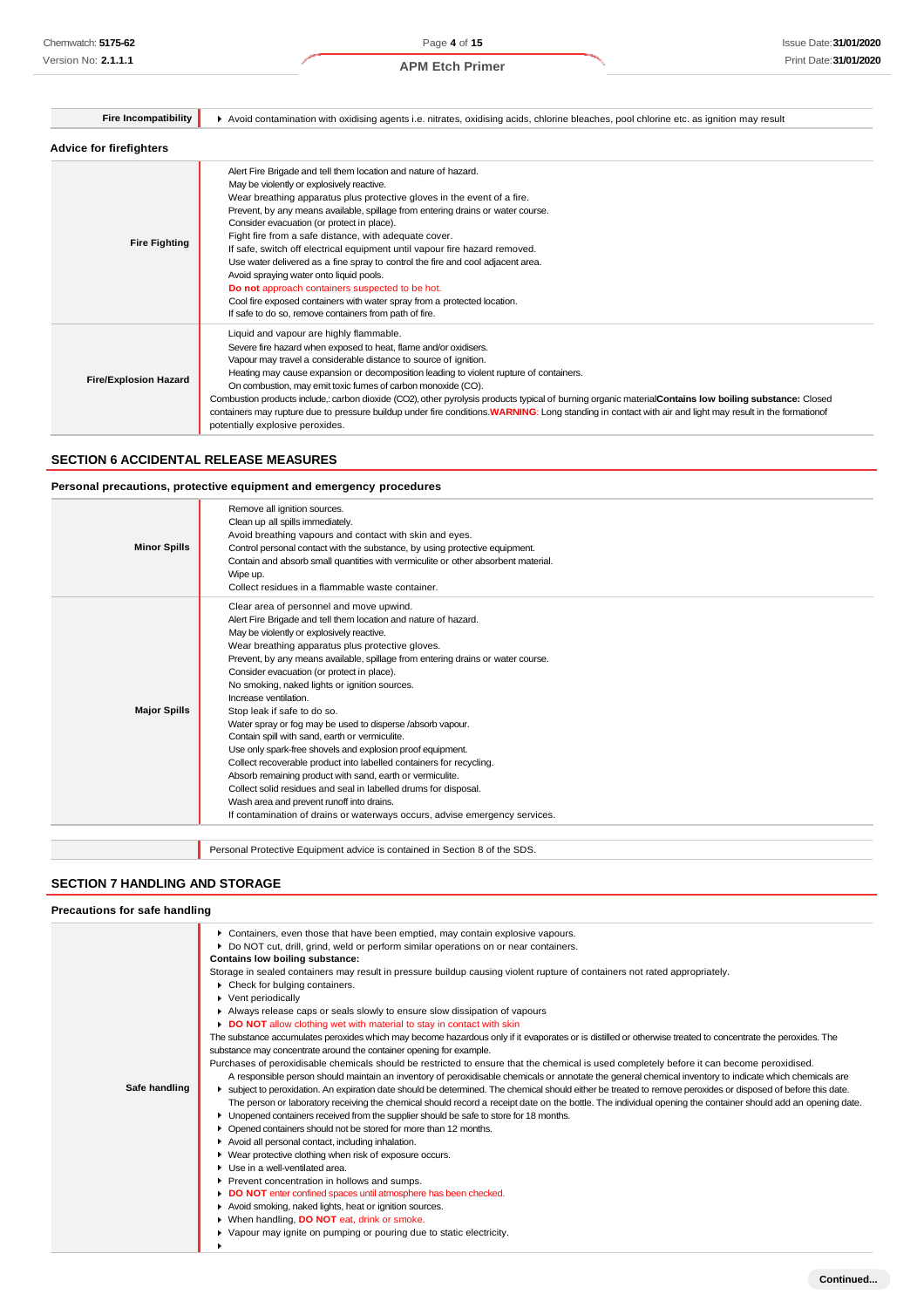| Fire Incompatibility | Avoid contamination with oxidising agents i.e. nitrates, oxidising acids, chlorine bleaches, pool chlorine etc. as ignition may result |
| --- | --- |

### Advice for firefighters

| | |
| --- | --- |
| **Fire Fighting** | Alert Fire Brigade and tell them location and nature of hazard.<br>May be violently or explosively reactive.<br>Wear breathing apparatus plus protective gloves in the event of a fire.<br>Prevent, by any means available, spillage from entering drains or water course.<br>Consider evacuation (or protect in place).<br>Fight fire from a safe distance, with adequate cover.<br>If safe, switch off electrical equipment until vapour fire hazard removed.<br>Use water delivered as a fine spray to control the fire and cool adjacent area.<br>Avoid spraying water onto liquid pools.<br>**Do not** approach containers suspected to be hot.<br>Cool fire exposed containers with water spray from a protected location.<br>If safe to do so, remove containers from path of fire. |
| **Fire/Explosion Hazard** | Liquid and vapour are highly flammable.<br>Severe fire hazard when exposed to heat, flame and/or oxidisers.<br>Vapour may travel a considerable distance to source of ignition.<br>Heating may cause expansion or decomposition leading to violent rupture of containers.<br>On combustion, may emit toxic fumes of carbon monoxide (CO).<br>Combustion products include,: carbon dioxide ($CO_2$), other pyrolysis products typical of burning organic material**Contains low boiling substance:** Closed containers may rupture due to pressure buildup under fire conditions.**WARNING**: Long standing in contact with air and light may result in the formationof potentially explosive peroxides. |

## SECTION 6 ACCIDENTAL RELEASE MEASURES

### Personal precautions, protective equipment and emergency procedures

| | |
| --- | --- |
| **Minor Spills** | Remove all ignition sources.<br>Clean up all spills immediately.<br>Avoid breathing vapours and contact with skin and eyes.<br>Control personal contact with the substance, by using protective equipment.<br>Contain and absorb small quantities with vermiculite or other absorbent material.<br>Wipe up.<br>Collect residues in a flammable waste container. |
| **Major Spills** | Clear area of personnel and move upwind.<br>Alert Fire Brigade and tell them location and nature of hazard.<br>May be violently or explosively reactive.<br>Wear breathing apparatus plus protective gloves.<br>Prevent, by any means available, spillage from entering drains or water course.<br>Consider evacuation (or protect in place).<br>No smoking, naked lights or ignition sources.<br>Increase ventilation.<br>Stop leak if safe to do so.<br>Water spray or fog may be used to disperse /absorb vapour.<br>Contain spill with sand, earth or vermiculite.<br>Use only spark-free shovels and explosion proof equipment.<br>Collect recoverable product into labelled containers for recycling.<br>Absorb remaining product with sand, earth or vermiculite.<br>Collect solid residues and seal in labelled drums for disposal.<br>Wash area and prevent runoff into drains.<br>If contamination of drains or waterways occurs, advise emergency services. |

| | |
| --- | --- |
| | Personal Protective Equipment advice is contained in Section 8 of the SDS. |

## SECTION 7 HANDLING AND STORAGE

### Precautions for safe handling

| | |
| --- | --- |
| **Safe handling** | ▸ Containers, even those that have been emptied, may contain explosive vapours.<br>▸ Do NOT cut, drill, grind, weld or perform similar operations on or near containers.<br>**Contains low boiling substance:**<br>Storage in sealed containers may result in pressure buildup causing violent rupture of containers not rated appropriately.<br>▸ Check for bulging containers.<br>▸ Vent periodically<br>▸ Always release caps or seals slowly to ensure slow dissipation of vapours<br>▸ **DO NOT** allow clothing wet with material to stay in contact with skin<br>The substance accumulates peroxides which may become hazardous only if it evaporates or is distilled or otherwise treated to concentrate the peroxides. The substance may concentrate around the container opening for example.<br>Purchases of peroxidisable chemicals should be restricted to ensure that the chemical is used completely before it can become peroxidised.<br>▸ A responsible person should maintain an inventory of peroxidisable chemicals or annotate the general chemical inventory to indicate which chemicals are subject to peroxidation. An expiration date should be determined. The chemical should either be treated to remove peroxides or disposed of before this date. The person or laboratory receiving the chemical should record a receipt date on the bottle. The individual opening the container should add an opening date.<br>▸ Unopened containers received from the supplier should be safe to store for 18 months.<br>▸ Opened containers should not be stored for more than 12 months.<br>▸ Avoid all personal contact, including inhalation.<br>▸ Wear protective clothing when risk of exposure occurs.<br>▸ Use in a well-ventilated area.<br>▸ Prevent concentration in hollows and sumps.<br>▸ **DO NOT** enter confined spaces until atmosphere has been checked.<br>▸ Avoid smoking, naked lights, heat or ignition sources.<br>▸ When handling, **DO NOT** eat, drink or smoke.<br>▸ Vapour may ignite on pumping or pouring due to static electricity.<br>▸ |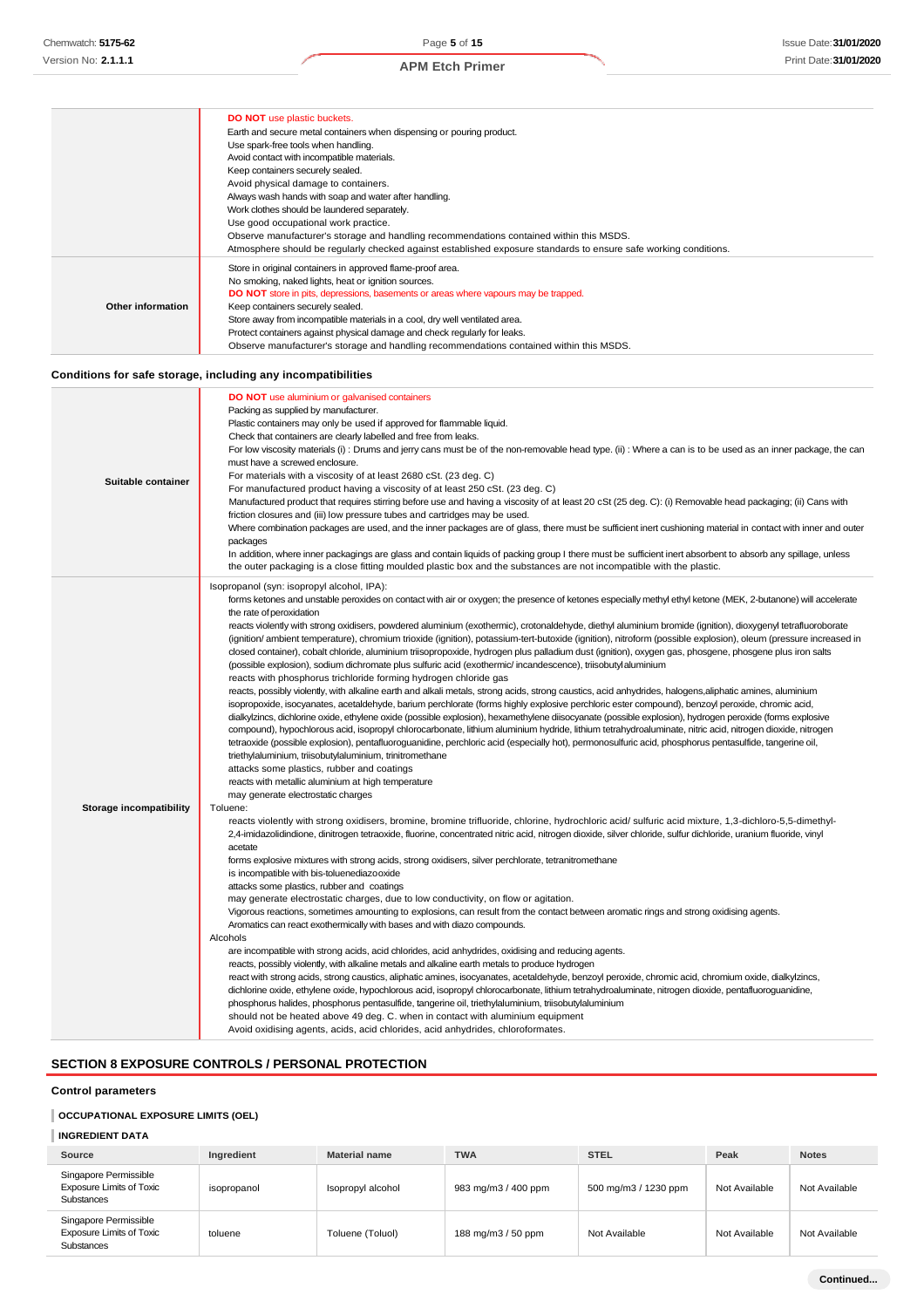| | |
|---|---|
| | **DO NOT** use plastic buckets.<br>Earth and secure metal containers when dispensing or pouring product.<br>Use spark-free tools when handling.<br>Avoid contact with incompatible materials.<br>Keep containers securely sealed.<br>Avoid physical damage to containers.<br>Always wash hands with soap and water after handling.<br>Work clothes should be laundered separately.<br>Use good occupational work practice.<br>Observe manufacturer's storage and handling recommendations contained within this MSDS.<br>Atmosphere should be regularly checked against established exposure standards to ensure safe working conditions. |
| **Other information** | Store in original containers in approved flame-proof area.<br>No smoking, naked lights, heat or ignition sources.<br>**DO NOT** store in pits, depressions, basements or areas where vapours may be trapped.<br>Keep containers securely sealed.<br>Store away from incompatible materials in a cool, dry well ventilated area.<br>Protect containers against physical damage and check regularly for leaks.<br>Observe manufacturer's storage and handling recommendations contained within this MSDS. |

### Conditions for safe storage, including any incompatibilities

| | |
|---|---|
| **Suitable container** | **DO NOT** use aluminium or galvanised containers<br>Packing as supplied by manufacturer.<br>Plastic containers may only be used if approved for flammable liquid.<br>Check that containers are clearly labelled and free from leaks.<br>For low viscosity materials (i) : Drums and jerry cans must be of the non-removable head type. (ii) : Where a can is to be used as an inner package, the can must have a screwed enclosure.<br>For materials with a viscosity of at least 2680 cSt. (23 deg. C)<br>For manufactured product having a viscosity of at least 250 cSt. (23 deg. C)<br>Manufactured product that requires stirring before use and having a viscosity of at least 20 cSt (25 deg. C): (i) Removable head packaging; (ii) Cans with friction closures and (iii) low pressure tubes and cartridges may be used.<br>Where combination packages are used, and the inner packages are of glass, there must be sufficient inert cushioning material in contact with inner and outer packages<br>In addition, where inner packagings are glass and contain liquids of packing group I there must be sufficient inert absorbent to absorb any spillage, unless the outer packaging is a close fitting moulded plastic box and the substances are not incompatible with the plastic. |
| **Storage incompatibility** | Isopropanol (syn: isopropyl alcohol, IPA):<br>forms ketones and unstable peroxides on contact with air or oxygen; the presence of ketones especially methyl ethyl ketone (MEK, 2-butanone) will accelerate the rate of peroxidation<br>reacts violently with strong oxidisers, powdered aluminium (exothermic), crotonaldehyde, diethyl aluminium bromide (ignition), dioxygenyl tetrafluoroborate (ignition/ ambient temperature), chromium trioxide (ignition), potassium-tert-butoxide (ignition), nitroform (possible explosion), oleum (pressure increased in closed container), cobalt chloride, aluminium triisopropoxide, hydrogen plus palladium dust (ignition), oxygen gas, phosgene, phosgene plus iron salts (possible explosion), sodium dichromate plus sulfuric acid (exothermic/ incandescence), triisobutylaluminium<br>reacts with phosphorus trichloride forming hydrogen chloride gas<br>reacts, possibly violently, with alkaline earth and alkali metals, strong acids, strong caustics, acid anhydrides, halogens,aliphatic amines, aluminium isopropoxide, isocyanates, acetaldehyde, barium perchlorate (forms highly explosive perchloric ester compound), benzoyl peroxide, chromic acid, dialkylzincs, dichlorine oxide, ethylene oxide (possible explosion), hexamethylene diisocyanate (possible explosion), hydrogen peroxide (forms explosive compound), hypochlorous acid, isopropyl chlorocarbonate, lithium aluminium hydride, lithium tetrahydroaluminate, nitric acid, nitrogen dioxide, nitrogen tetraoxide (possible explosion), pentafluoroguanidine, perchloric acid (especially hot), permonosulfuric acid, phosphorus pentasulfide, tangerine oil, triethylaluminium, triisobutylaluminium, trinitromethane<br>attacks some plastics, rubber and coatings<br>reacts with metallic aluminium at high temperature<br>may generate electrostatic charges<br>Toluene:<br>reacts violently with strong oxidisers, bromine, bromine trifluoride, chlorine, hydrochloric acid/ sulfuric acid mixture, 1,3-dichloro-5,5-dimethyl-2,4-imidazolidindione, dinitrogen tetraoxide, fluorine, concentrated nitric acid, nitrogen dioxide, silver chloride, sulfur dichloride, uranium fluoride, vinyl acetate<br>forms explosive mixtures with strong acids, strong oxidisers, silver perchlorate, tetranitromethane<br>is incompatible with bis-toluenediazooxide<br>attacks some plastics, rubber and coatings<br>may generate electrostatic charges, due to low conductivity, on flow or agitation.<br>Vigorous reactions, sometimes amounting to explosions, can result from the contact between aromatic rings and strong oxidising agents.<br>Aromatics can react exothermically with bases and with diazo compounds.<br>Alcohols<br>are incompatible with strong acids, acid chlorides, acid anhydrides, oxidising and reducing agents.<br>reacts, possibly violently, with alkaline metals and alkaline earth metals to produce hydrogen<br>react with strong acids, strong caustics, aliphatic amines, isocyanates, acetaldehyde, benzoyl peroxide, chromic acid, chromium oxide, dialkylzincs, dichlorine oxide, ethylene oxide, hypochlorous acid, isopropyl chlorocarbonate, lithium tetrahydroaluminate, nitrogen dioxide, pentafluoroguanidine, phosphorus halides, phosphorus pentasulfide, tangerine oil, triethylaluminium, triisobutylaluminium<br>should not be heated above 49 deg. C. when in contact with aluminium equipment<br>Avoid oxidising agents, acids, acid chlorides, acid anhydrides, chloroformates. |

## SECTION 8 EXPOSURE CONTROLS / PERSONAL PROTECTION

### Control parameters

#### OCCUPATIONAL EXPOSURE LIMITS (OEL)

#### INGREDIENT DATA

| Source | Ingredient | Material name | TWA | STEL | Peak | Notes |
|---|---|---|---|---|---|---|
| Singapore Permissible Exposure Limits of Toxic Substances | isopropanol | Isopropyl alcohol | 983 mg/m3 / 400 ppm | 500 mg/m3 / 1230 ppm | Not Available | Not Available |
| Singapore Permissible Exposure Limits of Toxic Substances | toluene | Toluene (Toluol) | 188 mg/m3 / 50 ppm | Not Available | Not Available | Not Available |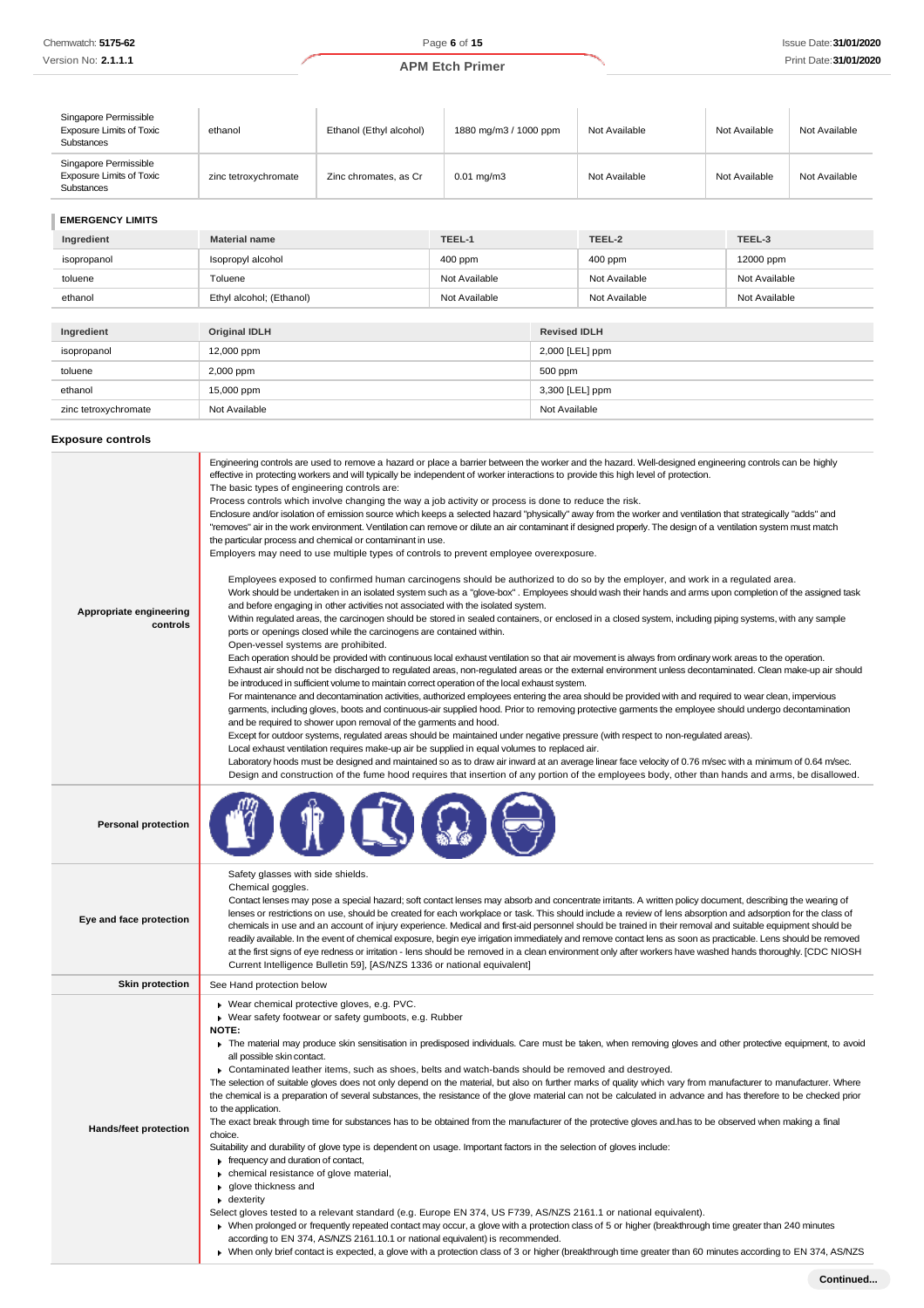| Singapore Permissible Exposure Limits of Toxic Substances | ethanol | Ethanol (Ethyl alcohol) | 1880 mg/m3 / 1000 ppm | Not Available | Not Available | Not Available |
|---|---|---|---|---|---|---|
| Singapore Permissible Exposure Limits of Toxic Substances | zinc tetroxychromate | Zinc chromates, as Cr | 0.01 mg/m3 | Not Available | Not Available | Not Available |

### EMERGENCY LIMITS

| Ingredient | Material name | TEEL-1 | TEEL-2 | TEEL-3 |
|---|---|---|---|---|
| isopropanol | Isopropyl alcohol | 400 ppm | 400 ppm | 12000 ppm |
| toluene | Toluene | Not Available | Not Available | Not Available |
| ethanol | Ethyl alcohol; (Ethanol) | Not Available | Not Available | Not Available |

| Ingredient | Original IDLH | Revised IDLH |
|---|---|---|
| isopropanol | 12,000 ppm | 2,000 [LEL] ppm |
| toluene | 2,000 ppm | 500 ppm |
| ethanol | 15,000 ppm | 3,300 [LEL] ppm |
| zinc tetroxychromate | Not Available | Not Available |

### Exposure controls

**Appropriate engineering controls**

Engineering controls are used to remove a hazard or place a barrier between the worker and the hazard. Well-designed engineering controls can be highly effective in protecting workers and will typically be independent of worker interactions to provide this high level of protection.
The basic types of engineering controls are:
Process controls which involve changing the way a job activity or process is done to reduce the risk.
Enclosure and/or isolation of emission source which keeps a selected hazard "physically" away from the worker and ventilation that strategically "adds" and "removes" air in the work environment. Ventilation can remove or dilute an air contaminant if designed properly. The design of a ventilation system must match the particular process and chemical or contaminant in use.
Employers may need to use multiple types of controls to prevent employee overexposure.

Employees exposed to confirmed human carcinogens should be authorized to do so by the employer, and work in a regulated area.
Work should be undertaken in an isolated system such as a "glove-box" . Employees should wash their hands and arms upon completion of the assigned task and before engaging in other activities not associated with the isolated system.
Within regulated areas, the carcinogen should be stored in sealed containers, or enclosed in a closed system, including piping systems, with any sample ports or openings closed while the carcinogens are contained within.
Open-vessel systems are prohibited.
Each operation should be provided with continuous local exhaust ventilation so that air movement is always from ordinary work areas to the operation.
Exhaust air should not be discharged to regulated areas, non-regulated areas or the external environment unless decontaminated. Clean make-up air should be introduced in sufficient volume to maintain correct operation of the local exhaust system.
For maintenance and decontamination activities, authorized employees entering the area should be provided with and required to wear clean, impervious garments, including gloves, boots and continuous-air supplied hood. Prior to removing protective garments the employee should undergo decontamination and be required to shower upon removal of the garments and hood.
Except for outdoor systems, regulated areas should be maintained under negative pressure (with respect to non-regulated areas).
Local exhaust ventilation requires make-up air be supplied in equal volumes to replaced air.
Laboratory hoods must be designed and maintained so as to draw air inward at an average linear face velocity of 0.76 m/sec with a minimum of 0.64 m/sec.
Design and construction of the fume hood requires that insertion of any portion of the employees body, other than hands and arms, be disallowed.

**Personal protection**

**Eye and face protection**

Safety glasses with side shields.
Chemical goggles.
Contact lenses may pose a special hazard; soft contact lenses may absorb and concentrate irritants. A written policy document, describing the wearing of lenses or restrictions on use, should be created for each workplace or task. This should include a review of lens absorption and adsorption for the class of chemicals in use and an account of injury experience. Medical and first-aid personnel should be trained in their removal and suitable equipment should be readily available. In the event of chemical exposure, begin eye irrigation immediately and remove contact lens as soon as practicable. Lens should be removed at the first signs of eye redness or irritation - lens should be removed in a clean environment only after workers have washed hands thoroughly. [CDC NIOSH Current Intelligence Bulletin 59], [AS/NZS 1336 or national equivalent]

**Skin protection**

See Hand protection below

**Hands/feet protection**

- Wear chemical protective gloves, e.g. PVC.
- Wear safety footwear or safety gumboots, e.g. Rubber

**NOTE:**

- The material may produce skin sensitisation in predisposed individuals. Care must be taken, when removing gloves and other protective equipment, to avoid all possible skin contact.
- Contaminated leather items, such as shoes, belts and watch-bands should be removed and destroyed.

The selection of suitable gloves does not only depend on the material, but also on further marks of quality which vary from manufacturer to manufacturer. Where the chemical is a preparation of several substances, the resistance of the glove material can not be calculated in advance and has therefore to be checked prior to the application.
The exact break through time for substances has to be obtained from the manufacturer of the protective gloves and.has to be observed when making a final choice.
Suitability and durability of glove type is dependent on usage. Important factors in the selection of gloves include:

- frequency and duration of contact,
- chemical resistance of glove material,
- glove thickness and
- dexterity

Select gloves tested to a relevant standard (e.g. Europe EN 374, US F739, AS/NZS 2161.1 or national equivalent).

- When prolonged or frequently repeated contact may occur, a glove with a protection class of 5 or higher (breakthrough time greater than 240 minutes according to EN 374, AS/NZS 2161.10.1 or national equivalent) is recommended.
- When only brief contact is expected, a glove with a protection class of 3 or higher (breakthrough time greater than 60 minutes according to EN 374, AS/NZS

Continued...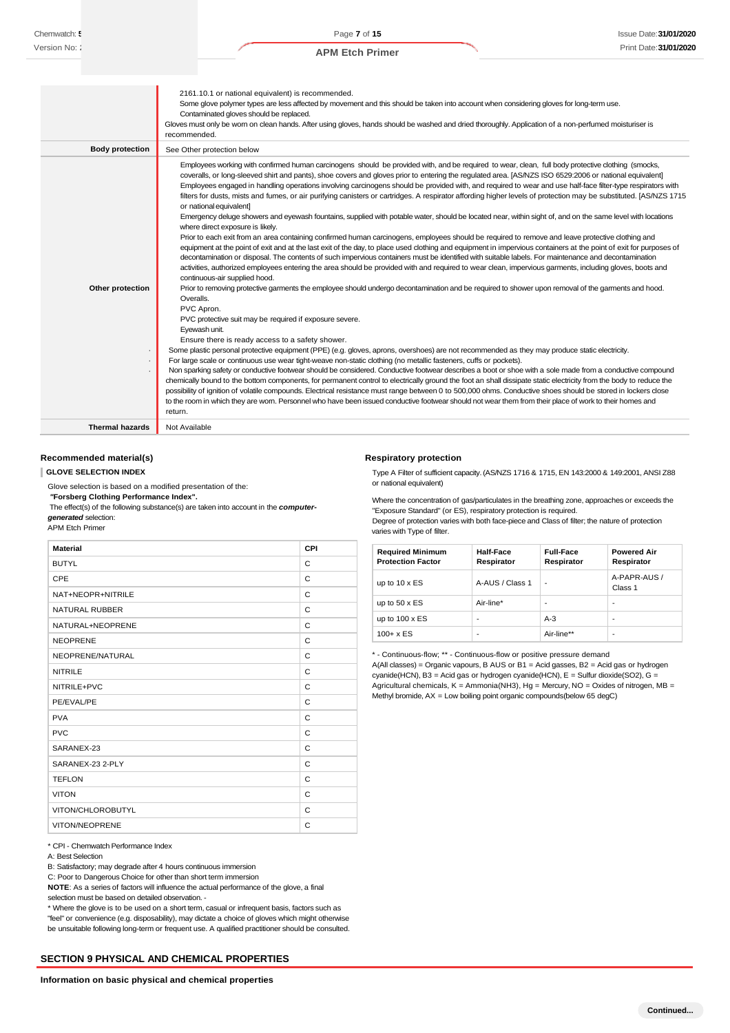| | |
|---|---|
| | 2161.10.1 or national equivalent) is recommended.<br>Some glove polymer types are less affected by movement and this should be taken into account when considering gloves for long-term use.<br>Contaminated gloves should be replaced.<br>Gloves must only be worn on clean hands. After using gloves, hands should be washed and dried thoroughly. Application of a non-perfumed moisturiser is recommended. |
| **Body protection** | See Other protection below |
| **Other protection** | Employees working with confirmed human carcinogens should be provided with, and be required to wear, clean, full body protective clothing (smocks, coveralls, or long-sleeved shirt and pants), shoe covers and gloves prior to entering the regulated area. [AS/NZS ISO 6529:2006 or national equivalent]<br>Employees engaged in handling operations involving carcinogens should be provided with, and required to wear and use half-face filter-type respirators with filters for dusts, mists and fumes, or air purifying canisters or cartridges. A respirator affording higher levels of protection may be substituted. [AS/NZS 1715 or national equivalent]<br>Emergency deluge showers and eyewash fountains, supplied with potable water, should be located near, within sight of, and on the same level with locations where direct exposure is likely.<br>Prior to each exit from an area containing confirmed human carcinogens, employees should be required to remove and leave protective clothing and equipment at the point of exit and at the last exit of the day, to place used clothing and equipment in impervious containers at the point of exit for purposes of decontamination or disposal. The contents of such impervious containers must be identified with suitable labels. For maintenance and decontamination activities, authorized employees entering the area should be provided with and required to wear clean, impervious garments, including gloves, boots and continuous-air supplied hood.<br>Prior to removing protective garments the employee should undergo decontamination and be required to shower upon removal of the garments and hood.<br>Overalls.<br>PVC Apron.<br>PVC protective suit may be required if exposure severe.<br>Eyewash unit.<br>Ensure there is ready access to a safety shower.<br>· Some plastic personal protective equipment (PPE) (e.g. gloves, aprons, overshoes) are not recommended as they may produce static electricity.<br>· For large scale or continuous use wear tight-weave non-static clothing (no metallic fasteners, cuffs or pockets).<br>· Non sparking safety or conductive footwear should be considered. Conductive footwear describes a boot or shoe with a sole made from a conductive compound chemically bound to the bottom components, for permanent control to electrically ground the foot an shall dissipate static electricity from the body to reduce the possibility of ignition of volatile compounds. Electrical resistance must range between 0 to 500,000 ohms. Conductive shoes should be stored in lockers close to the room in which they are worn. Personnel who have been issued conductive footwear should not wear them from their place of work to their homes and return. |
| **Thermal hazards** | Not Available |

### Recommended material(s)

**GLOVE SELECTION INDEX**

Glove selection is based on a modified presentation of the:

***"Forsberg Clothing Performance Index".***

The effect(s) of the following substance(s) are taken into account in the ***computer-generated*** selection:

APM Etch Primer

| Material | CPI |
|---|---|
| BUTYL | C |
| CPE | C |
| NAT+NEOPR+NITRILE | C |
| NATURAL RUBBER | C |
| NATURAL+NEOPRENE | C |
| NEOPRENE | C |
| NEOPRENE/NATURAL | C |
| NITRILE | C |
| NITRILE+PVC | C |
| PE/EVAL/PE | C |
| PVA | C |
| PVC | C |
| SARANEX-23 | C |
| SARANEX-23 2-PLY | C |
| TEFLON | C |
| VITON | C |
| VITON/CHLOROBUTYL | C |
| VITON/NEOPRENE | C |

* CPI - Chemwatch Performance Index

A: Best Selection

B: Satisfactory; may degrade after 4 hours continuous immersion

C: Poor to Dangerous Choice for other than short term immersion

**NOTE**: As a series of factors will influence the actual performance of the glove, a final selection must be based on detailed observation. -

* Where the glove is to be used on a short term, casual or infrequent basis, factors such as "feel" or convenience (e.g. disposability), may dictate a choice of gloves which might otherwise be unsuitable following long-term or frequent use. A qualified practitioner should be consulted.

### Respiratory protection

Type A Filter of sufficient capacity. (AS/NZS 1716 & 1715, EN 143:2000 & 149:2001, ANSI Z88 or national equivalent)

Where the concentration of gas/particulates in the breathing zone, approaches or exceeds the "Exposure Standard" (or ES), respiratory protection is required.

Degree of protection varies with both face-piece and Class of filter; the nature of protection varies with Type of filter.

| Required Minimum Protection Factor | Half-Face Respirator | Full-Face Respirator | Powered Air Respirator |
|---|---|---|---|
| up to 10 x ES | A-AUS / Class 1 | - | A-PAPR-AUS / Class 1 |
| up to 50 x ES | Air-line* | - | - |
| up to 100 x ES | - | A-3 | - |
| 100+ x ES | - | Air-line** | - |

* - Continuous-flow; ** - Continuous-flow or positive pressure demand

A(All classes) = Organic vapours, B AUS or B1 = Acid gasses, B2 = Acid gas or hydrogen cyanide(HCN), B3 = Acid gas or hydrogen cyanide(HCN), E = Sulfur dioxide($SO_2$), G = Agricultural chemicals, K = Ammonia($NH_3$), Hg = Mercury, NO = Oxides of nitrogen, MB = Methyl bromide, AX = Low boiling point organic compounds(below 65 degC)

## SECTION 9 PHYSICAL AND CHEMICAL PROPERTIES

**Information on basic physical and chemical properties**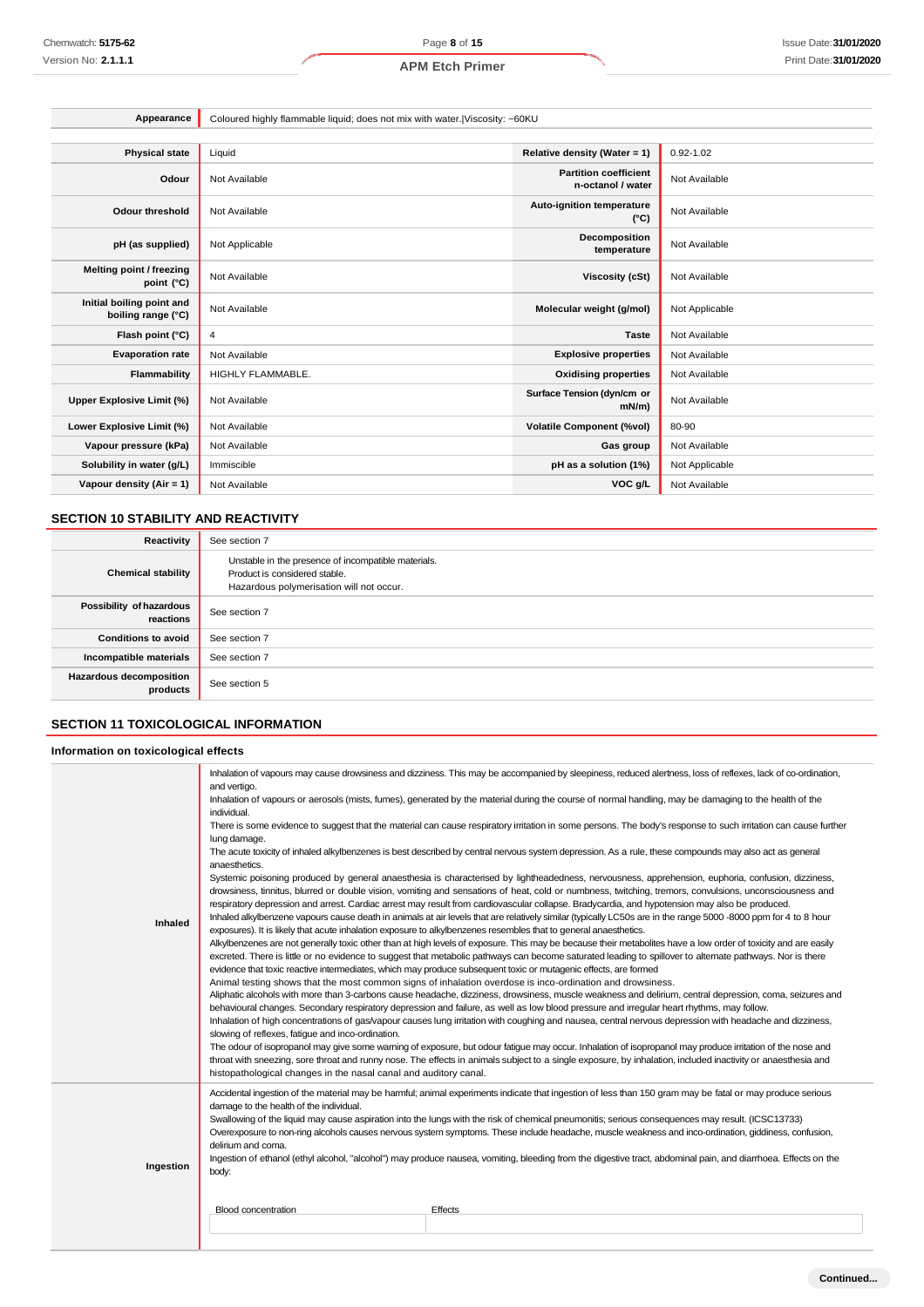| Appearance | Coloured highly flammable liquid; does not mix with water.\|Viscosity: ~60KU |
|---|---|

| Physical state | Liquid | Relative density (Water = 1) | 0.92-1.02 |
|---|---|---|---|
| Odour | Not Available | Partition coefficient n-octanol / water | Not Available |
| Odour threshold | Not Available | Auto-ignition temperature (°C) | Not Available |
| pH (as supplied) | Not Applicable | Decomposition temperature | Not Available |
| Melting point / freezing point (°C) | Not Available | Viscosity (cSt) | Not Available |
| Initial boiling point and boiling range (°C) | Not Available | Molecular weight (g/mol) | Not Applicable |
| Flash point (°C) | 4 | Taste | Not Available |
| Evaporation rate | Not Available | Explosive properties | Not Available |
| Flammability | HIGHLY FLAMMABLE. | Oxidising properties | Not Available |
| Upper Explosive Limit (%) | Not Available | Surface Tension (dyn/cm or mN/m) | Not Available |
| Lower Explosive Limit (%) | Not Available | Volatile Component (%vol) | 80-90 |
| Vapour pressure (kPa) | Not Available | Gas group | Not Available |
| Solubility in water (g/L) | Immiscible | pH as a solution (1%) | Not Applicable |
| Vapour density (Air = 1) | Not Available | VOC g/L | Not Available |

## SECTION 10 STABILITY AND REACTIVITY

| Reactivity | See section 7 |
|---|---|
| Chemical stability | Unstable in the presence of incompatible materials.<br>Product is considered stable.<br>Hazardous polymerisation will not occur. |
| Possibility of hazardous reactions | See section 7 |
| Conditions to avoid | See section 7 |
| Incompatible materials | See section 7 |
| Hazardous decomposition products | See section 5 |

## SECTION 11 TOXICOLOGICAL INFORMATION

### Information on toxicological effects

| | |
|---|---|
| Inhaled | Inhalation of vapours may cause drowsiness and dizziness. This may be accompanied by sleepiness, reduced alertness, loss of reflexes, lack of co-ordination, and vertigo.<br>Inhalation of vapours or aerosols (mists, fumes), generated by the material during the course of normal handling, may be damaging to the health of the individual.<br>There is some evidence to suggest that the material can cause respiratory irritation in some persons. The body's response to such irritation can cause further lung damage.<br>The acute toxicity of inhaled alkylbenzenes is best described by central nervous system depression. As a rule, these compounds may also act as general anaesthetics.<br>Systemic poisoning produced by general anaesthesia is characterised by lightheadedness, nervousness, apprehension, euphoria, confusion, dizziness, drowsiness, tinnitus, blurred or double vision, vomiting and sensations of heat, cold or numbness, twitching, tremors, convulsions, unconsciousness and respiratory depression and arrest. Cardiac arrest may result from cardiovascular collapse. Bradycardia, and hypotension may also be produced.<br>Inhaled alkylbenzene vapours cause death in animals at air levels that are relatively similar (typically LC50s are in the range 5000 -8000 ppm for 4 to 8 hour exposures). It is likely that acute inhalation exposure to alkylbenzenes resembles that to general anaesthetics.<br>Alkylbenzenes are not generally toxic other than at high levels of exposure. This may be because their metabolites have a low order of toxicity and are easily excreted. There is little or no evidence to suggest that metabolic pathways can become saturated leading to spillover to alternate pathways. Nor is there evidence that toxic reactive intermediates, which may produce subsequent toxic or mutagenic effects, are formed<br>Animal testing shows that the most common signs of inhalation overdose is inco-ordination and drowsiness.<br>Aliphatic alcohols with more than 3-carbons cause headache, dizziness, drowsiness, muscle weakness and delirium, central depression, coma, seizures and behavioural changes. Secondary respiratory depression and failure, as well as low blood pressure and irregular heart rhythms, may follow.<br>Inhalation of high concentrations of gas/vapour causes lung irritation with coughing and nausea, central nervous depression with headache and dizziness, slowing of reflexes, fatigue and inco-ordination.<br>The odour of isopropanol may give some warning of exposure, but odour fatigue may occur. Inhalation of isopropanol may produce irritation of the nose and throat with sneezing, sore throat and runny nose. The effects in animals subject to a single exposure, by inhalation, included inactivity or anaesthesia and histopathological changes in the nasal canal and auditory canal. |
| Ingestion | Accidental ingestion of the material may be harmful; animal experiments indicate that ingestion of less than 150 gram may be fatal or may produce serious damage to the health of the individual.<br>Swallowing of the liquid may cause aspiration into the lungs with the risk of chemical pneumonitis; serious consequences may result. (ICSC13733)<br>Overexposure to non-ring alcohols causes nervous system symptoms. These include headache, muscle weakness and inco-ordination, giddiness, confusion, delirium and coma.<br>Ingestion of ethanol (ethyl alcohol, "alcohol") may produce nausea, vomiting, bleeding from the digestive tract, abdominal pain, and diarrhoea. Effects on the body:<br><br>Blood concentration — Effects |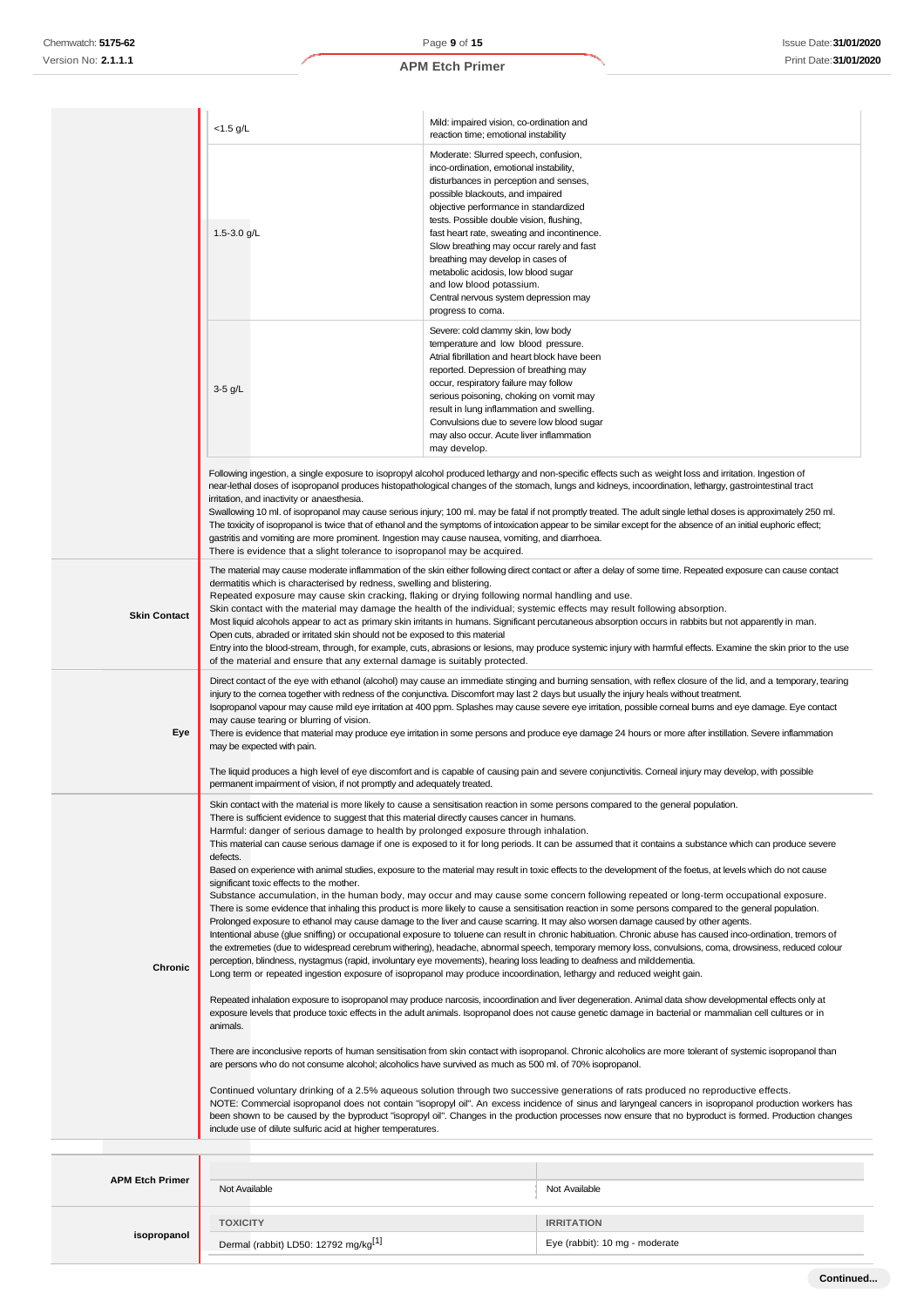| | | |
|---|---|---|
| | <1.5 g/L | Mild: impaired vision, co-ordination and reaction time; emotional instability |
| | 1.5-3.0 g/L | Moderate: Slurred speech, confusion, inco-ordination, emotional instability, disturbances in perception and senses, possible blackouts, and impaired objective performance in standardized tests. Possible double vision, flushing, fast heart rate, sweating and incontinence. Slow breathing may occur rarely and fast breathing may develop in cases of metabolic acidosis, low blood sugar and low blood potassium. Central nervous system depression may progress to coma. |
| | 3-5 g/L | Severe: cold clammy skin, low body temperature and low blood pressure. Atrial fibrillation and heart block have been reported. Depression of breathing may occur, respiratory failure may follow serious poisoning, choking on vomit may result in lung inflammation and swelling. Convulsions due to severe low blood sugar may also occur. Acute liver inflammation may develop. |

Following ingestion, a single exposure to isopropyl alcohol produced lethargy and non-specific effects such as weight loss and irritation. Ingestion of near-lethal doses of isopropanol produces histopathological changes of the stomach, lungs and kidneys, incoordination, lethargy, gastrointestinal tract irritation, and inactivity or anaesthesia.
Swallowing 10 ml. of isopropanol may cause serious injury; 100 ml. may be fatal if not promptly treated. The adult single lethal doses is approximately 250 ml. The toxicity of isopropanol is twice that of ethanol and the symptoms of intoxication appear to be similar except for the absence of an initial euphoric effect; gastritis and vomiting are more prominent. Ingestion may cause nausea, vomiting, and diarrhoea.
There is evidence that a slight tolerance to isopropanol may be acquired.

| | |
|---|---|
| **Skin Contact** | The material may cause moderate inflammation of the skin either following direct contact or after a delay of some time. Repeated exposure can cause contact dermatitis which is characterised by redness, swelling and blistering.<br>Repeated exposure may cause skin cracking, flaking or drying following normal handling and use.<br>Skin contact with the material may damage the health of the individual; systemic effects may result following absorption.<br>Most liquid alcohols appear to act as primary skin irritants in humans. Significant percutaneous absorption occurs in rabbits but not apparently in man.<br>Open cuts, abraded or irritated skin should not be exposed to this material<br>Entry into the blood-stream, through, for example, cuts, abrasions or lesions, may produce systemic injury with harmful effects. Examine the skin prior to the use of the material and ensure that any external damage is suitably protected. |
| **Eye** | Direct contact of the eye with ethanol (alcohol) may cause an immediate stinging and burning sensation, with reflex closure of the lid, and a temporary, tearing injury to the cornea together with redness of the conjunctiva. Discomfort may last 2 days but usually the injury heals without treatment.<br>Isopropanol vapour may cause mild eye irritation at 400 ppm. Splashes may cause severe eye irritation, possible corneal burns and eye damage. Eye contact may cause tearing or blurring of vision.<br>There is evidence that material may produce eye irritation in some persons and produce eye damage 24 hours or more after instillation. Severe inflammation may be expected with pain.<br><br>The liquid produces a high level of eye discomfort and is capable of causing pain and severe conjunctivitis. Corneal injury may develop, with possible permanent impairment of vision, if not promptly and adequately treated. |
| **Chronic** | Skin contact with the material is more likely to cause a sensitisation reaction in some persons compared to the general population.<br>There is sufficient evidence to suggest that this material directly causes cancer in humans.<br>Harmful: danger of serious damage to health by prolonged exposure through inhalation.<br>This material can cause serious damage if one is exposed to it for long periods. It can be assumed that it contains a substance which can produce severe defects.<br>Based on experience with animal studies, exposure to the material may result in toxic effects to the development of the foetus, at levels which do not cause significant toxic effects to the mother.<br>Substance accumulation, in the human body, may occur and may cause some concern following repeated or long-term occupational exposure.<br>There is some evidence that inhaling this product is more likely to cause a sensitisation reaction in some persons compared to the general population.<br>Prolonged exposure to ethanol may cause damage to the liver and cause scarring. It may also worsen damage caused by other agents.<br>Intentional abuse (glue sniffing) or occupational exposure to toluene can result in chronic habituation. Chronic abuse has caused inco-ordination, tremors of the extremities (due to widespread cerebrum withering), headache, abnormal speech, temporary memory loss, convulsions, coma, drowsiness, reduced colour perception, blindness, nystagmus (rapid, involuntary eye movements), hearing loss leading to deafness and milddementia.<br>Long term or repeated ingestion exposure of isopropanol may produce incoordination, lethargy and reduced weight gain.<br><br>Repeated inhalation exposure to isopropanol may produce narcosis, incoordination and liver degeneration. Animal data show developmental effects only at exposure levels that produce toxic effects in the adult animals. Isopropanol does not cause genetic damage in bacterial or mammalian cell cultures or in animals.<br><br>There are inconclusive reports of human sensitisation from skin contact with isopropanol. Chronic alcoholics are more tolerant of systemic isopropanol than are persons who do not consume alcohol; alcoholics have survived as much as 500 ml. of 70% isopropanol.<br><br>Continued voluntary drinking of a 2.5% aqueous solution through two successive generations of rats produced no reproductive effects.<br>NOTE: Commercial isopropanol does not contain "isopropyl oil". An excess incidence of sinus and laryngeal cancers in isopropanol production workers has been shown to be caused by the byproduct "isopropyl oil". Changes in the production processes now ensure that no byproduct is formed. Production changes include use of dilute sulfuric acid at higher temperatures. |

| | | |
|---|---|---|
| **APM Etch Primer** | | |
| | Not Available | Not Available |
| **isopropanol** | **TOXICITY** | **IRRITATION** |
| | Dermal (rabbit) LD50: 12792 mg/kg[1] | Eye (rabbit): 10 mg - moderate |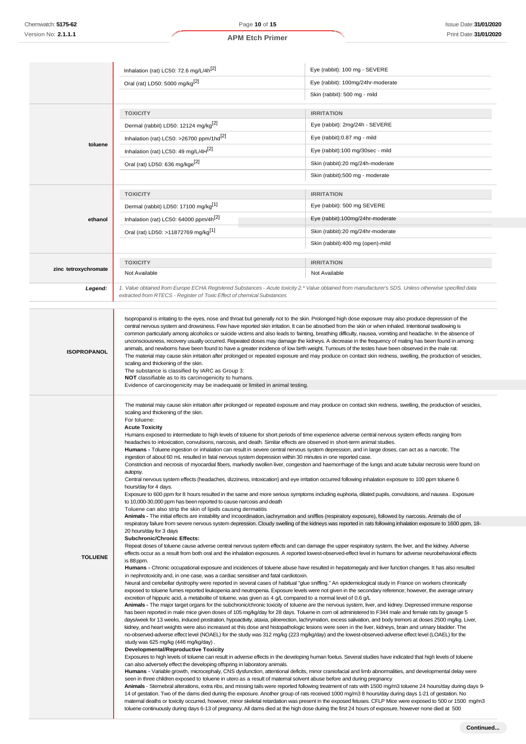| | TOXICITY | IRRITATION |
|---|---|---|
| | Inhalation (rat) LC50: 72.6 mg/L/4h[2] | Eye (rabbit): 100 mg - SEVERE |
| | Oral (rat) LD50: 5000 mg/kg[2] | Eye (rabbit): 100mg/24hr-moderate |
| | | Skin (rabbit): 500 mg - mild |
| **toluene** | **TOXICITY** | **IRRITATION** |
| | Dermal (rabbit) LD50: 12124 mg/kg[2] | Eye (rabbit): 2mg/24h - SEVERE |
| | Inhalation (rat) LC50: >26700 ppm/1hd[2] | Eye (rabbit):0.87 mg - mild |
| | Inhalation (rat) LC50: 49 mg/L/4H[2] | Eye (rabbit):100 mg/30sec - mild |
| | Oral (rat) LD50: 636 mg/kge[2] | Skin (rabbit):20 mg/24h-moderate |
| | | Skin (rabbit):500 mg - moderate |
| **ethanol** | **TOXICITY** | **IRRITATION** |
| | Dermal (rabbit) LD50: 17100 mg/kg[1] | Eye (rabbit): 500 mg SEVERE |
| | Inhalation (rat) LC50: 64000 ppm/4h[2] | Eye (rabbit):100mg/24hr-moderate |
| | Oral (rat) LD50: >11872769 mg/kg[1] | Skin (rabbit):20 mg/24hr-moderate |
| | | Skin (rabbit):400 mg (open)-mild |
| **zinc tetroxychromate** | **TOXICITY** | **IRRITATION** |
| | Not Available | Not Available |
| ***Legend:*** | *1. Value obtained from Europe ECHA Registered Substances - Acute toxicity 2.* Value obtained from manufacturer's SDS. Unless otherwise specified data extracted from RTECS - Register of Toxic Effect of chemical Substances* | |

**ISOPROPANOL**

Isopropanol is irritating to the eyes, nose and throat but generally not to the skin. Prolonged high dose exposure may also produce depression of the central nervous system and drowsiness. Few have reported skin irritation. It can be absorbed from the skin or when inhaled. Intentional swallowing is common particularly among alcoholics or suicide victims and also leads to fainting, breathing difficulty, nausea, vomiting and headache. In the absence of unconsciousness, recovery usually occurred. Repeated doses may damage the kidneys. A decrease in the frequency of mating has been found in among animals, and newborns have been found to have a greater incidence of low birth weight. Tumours of the testes have been observed in the male rat.
The material may cause skin irritation after prolonged or repeated exposure and may produce on contact skin redness, swelling, the production of vesicles, scaling and thickening of the skin.
The substance is classified by IARC as Group 3:
**NOT** classifiable as to its carcinogenicity to humans.
Evidence of carcinogenicity may be inadequate or limited in animal testing.

**TOLUENE**

The material may cause skin irritation after prolonged or repeated exposure and may produce on contact skin redness, swelling, the production of vesicles, scaling and thickening of the skin.
For toluene:
**Acute Toxicity**
Humans exposed to intermediate to high levels of toluene for short periods of time experience adverse central nervous system effects ranging from headaches to intoxication, convulsions, narcosis, and death. Similar effects are observed in short-term animal studies.
**Humans -** Toluene ingestion or inhalation can result in severe central nervous system depression, and in large doses, can act as a narcotic. The ingestion of about 60 mL resulted in fatal nervous system depression within 30 minutes in one reported case.
Constriction and necrosis of myocardial fibers, markedly swollen liver, congestion and haemorrhage of the lungs and acute tubular necrosis were found on autopsy.
Central nervous system effects (headaches, dizziness, intoxication) and eye irritation occurred following inhalation exposure to 100 ppm toluene 6 hours/day for 4 days.
Exposure to 600 ppm for 8 hours resulted in the same and more serious symptoms including euphoria, dilated pupils, convulsions, and nausea . Exposure to 10,000-30,000 ppm has been reported to cause narcosis and death
Toluene can also strip the skin of lipids causing dermatitis
**Animals -** The initial effects are instability and incoordination, lachrymation and sniffles (respiratory exposure), followed by narcosis. Animals die of respiratory failure from severe nervous system depression. Cloudy swelling of the kidneys was reported in rats following inhalation exposure to 1600 ppm, 18-20 hours/day for 3 days
**Subchronic/Chronic Effects:**
Repeat doses of toluene cause adverse central nervous system effects and can damage the upper respiratory system, the liver, and the kidney. Adverse effects occur as a result from both oral and the inhalation exposures. A reported lowest-observed-effect level in humans for adverse neurobehavioral effects is 88 ppm.
**Humans -** Chronic occupational exposure and incidences of toluene abuse have resulted in hepatomegaly and liver function changes. It has also resulted in nephrotoxicity and, in one case, was a cardiac sensitiser and fatal cardiotoxin.
Neural and cerebellar dystrophy were reported in several cases of habitual "glue sniffing." An epidemiological study in France on workers chronically exposed to toluene fumes reported leukopenia and neutropenia. Exposure levels were not given in the secondary reference; however, the average urinary excretion of hippuric acid, a metabolite of toluene, was given as 4 g/L compared to a normal level of 0.6 g/L
**Animals -** The major target organs for the subchronic/chronic toxicity of toluene are the nervous system, liver, and kidney. Depressed immune response has been reported in male mice given doses of 105 mg/kg/day for 28 days. Toluene in corn oil administered to F344 male and female rats by gavage 5 days/week for 13 weeks, induced prostration, hypoactivity, ataxia, piloerection, lachrymation, excess salivation, and body tremors at doses 2500 mg/kg. Liver, kidney, and heart weights were also increased at this dose and histopathologic lesions were seen in the liver, kidneys, brain and urinary bladder. The no-observed-adverse effect level (NOAEL) for the study was 312 mg/kg (223 mg/kg/day) and the lowest-observed-adverse effect level (LOAEL) for the study was 625 mg/kg (446 mg/kg/day) .
**Developmental/Reproductive Toxicity**
Exposures to high levels of toluene can result in adverse effects in the developing human foetus. Several studies have indicated that high levels of toluene can also adversely effect the developing offspring in laboratory animals.
**Humans -** Variable growth, microcephaly, CNS dysfunction, attentional deficits, minor craniofacial and limb abnormalities, and developmental delay were seen in three children exposed to toluene in utero as a result of maternal solvent abuse before and during pregnancy
**Animals** - Sternebral alterations, extra ribs, and missing tails were reported following treatment of rats with 1500 mg/m3 toluene 24 hours/day during days 9-14 of gestation. Two of the dams died during the exposure. Another group of rats received 1000 mg/m3 8 hours/day during days 1-21 of gestation. No maternal deaths or toxicity occurred, however, minor skeletal retardation was present in the exposed fetuses. CFLP Mice were exposed to 500 or 1500 mg/m3 toluene continuously during days 6-13 of pregnancy. All dams died at the high dose during the first 24 hours of exposure, however none died at 500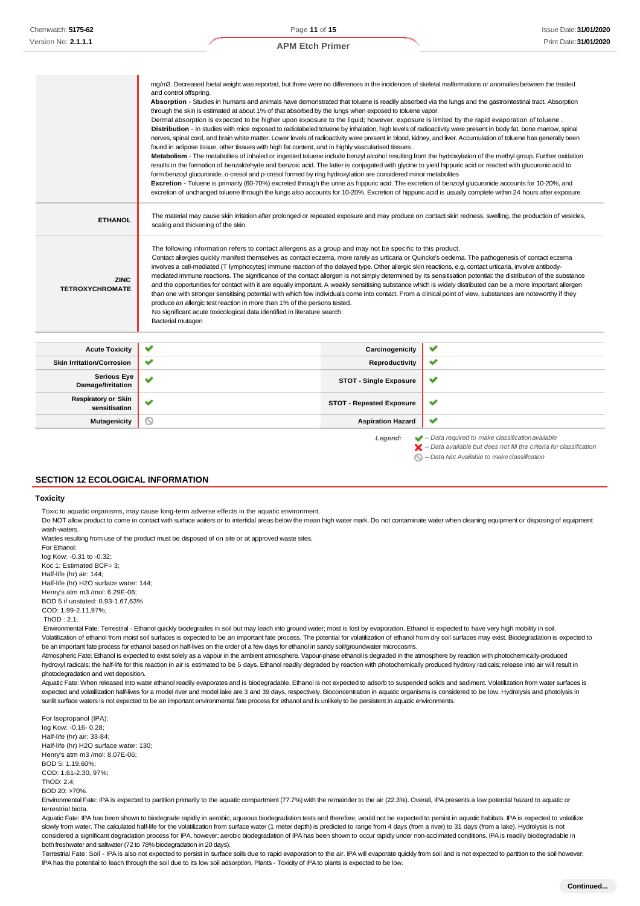| | |
|---|---|
| | mg/m3. Decreased foetal weight was reported, but there were no differences in the incidences of skeletal malformations or anomalies between the treated and control offspring.<br>**Absorption** - Studies in humans and animals have demonstrated that toluene is readily absorbed via the lungs and the gastrointestinal tract. Absorption through the skin is estimated at about 1% of that absorbed by the lungs when exposed to toluene vapor.<br>Dermal absorption is expected to be higher upon exposure to the liquid; however, exposure is limited by the rapid evaporation of toluene .<br>**Distribution** - In studies with mice exposed to radiolabeled toluene by inhalation, high levels of radioactivity were present in body fat, bone marrow, spinal nerves, spinal cord, and brain white matter. Lower levels of radioactivity were present in blood, kidney, and liver. Accumulation of toluene has generally been found in adipose tissue, other tissues with high fat content, and in highly vascularised tissues .<br>**Metabolism** - The metabolites of inhaled or ingested toluene include benzyl alcohol resulting from the hydroxylation of the methyl group. Further oxidation results in the formation of benzaldehyde and benzoic acid. The latter is conjugated with glycine to yield hippuric acid or reacted with glucuronic acid to form benzoyl glucuronide. o-cresol and p-cresol formed by ring hydroxylation are considered minor metabolites<br>**Excretion** - Toluene is primarily (60-70%) excreted through the urine as hippuric acid. The excretion of benzoyl glucuronide accounts for 10-20%, and excretion of unchanged toluene through the lungs also accounts for 10-20%. Excretion of hippuric acid is usually complete within 24 hours after exposure. |
| **ETHANOL** | The material may cause skin irritation after prolonged or repeated exposure and may produce on contact skin redness, swelling, the production of vesicles, scaling and thickening of the skin. |
| **ZINC TETROXYCHROMATE** | The following information refers to contact allergens as a group and may not be specific to this product.<br>Contact allergies quickly manifest themselves as contact eczema, more rarely as urticaria or Quincke's oedema. The pathogenesis of contact eczema involves a cell-mediated (T lymphocytes) immune reaction of the delayed type. Other allergic skin reactions, e.g. contact urticaria, involve antibody-mediated immune reactions. The significance of the contact allergen is not simply determined by its sensitisation potential: the distribution of the substance and the opportunities for contact with it are equally important. A weakly sensitising substance which is widely distributed can be a more important allergen than one with stronger sensitising potential with which few individuals come into contact. From a clinical point of view, substances are noteworthy if they produce an allergic test reaction in more than 1% of the persons tested.<br>No significant acute toxicological data identified in literature search.<br>Bacterial mutagen |

| | | | |
|---|---|---|---|
| **Acute Toxicity** | ✔ | **Carcinogenicity** | ✔ |
| **Skin Irritation/Corrosion** | ✔ | **Reproductivity** | ✔ |
| **Serious Eye Damage/Irritation** | ✔ | **STOT - Single Exposure** | ✔ |
| **Respiratory or Skin sensitisation** | ✔ | **STOT - Repeated Exposure** | ✔ |
| **Mutagenicity** | ⦸ | **Aspiration Hazard** | ✔ |

*Legend:* ✔ *– Data required to make classification available*
✘ *– Data available but does not fill the criteria for classification*
⦸ *– Data Not Available to make classification*

## SECTION 12 ECOLOGICAL INFORMATION

### Toxicity

Toxic to aquatic organisms, may cause long-term adverse effects in the aquatic environment.
Do NOT allow product to come in contact with surface waters or to intertidal areas below the mean high water mark. Do not contaminate water when cleaning equipment or disposing of equipment wash-waters.
Wastes resulting from use of the product must be disposed of on site or at approved waste sites.
For Ethanol:
log Kow: -0.31 to -0.32;
Koc 1: Estimated BCF= 3;
Half-life (hr) air: 144;
Half-life (hr) H2O surface water: 144;
Henry's atm m3 /mol: 6.29E-06;
BOD 5 if unstated: 0.93-1.67,63%
COD: 1.99-2.11,97%;
ThOD : 2.1.
Environmental Fate: Terrestrial - Ethanol quickly biodegrades in soil but may leach into ground water; most is lost by evaporation. Ethanol is expected to have very high mobility in soil. Volatilization of ethanol from moist soil surfaces is expected to be an important fate process. The potential for volatilization of ethanol from dry soil surfaces may exist. Biodegradation is expected to be an important fate process for ethanol based on half-lives on the order of a few days for ethanol in sandy soil/groundwater microcosms.
Atmospheric Fate: Ethanol is expected to exist solely as a vapour in the ambient atmosphere. Vapour-phase ethanol is degraded in the atmosphere by reaction with photochemically-produced hydroxyl radicals; the half-life for this reaction in air is estimated to be 5 days. Ethanol readily degraded by reaction with photochemically produced hydroxy radicals; release into air will result in photodegradation and wet deposition.
Aquatic Fate: When released into water ethanol readily evaporates and is biodegradable. Ethanol is not expected to adsorb to suspended solids and sediment. Volatilization from water surfaces is expected and volatilization half-lives for a model river and model lake are 3 and 39 days, respectively. Bioconcentration in aquatic organisms is considered to be low. Hydrolysis and photolysis in sunlit surface waters is not expected to be an important environmental fate process for ethanol and is unlikely to be persistent in aquatic environments.

For Isopropanol (IPA):
log Kow: -0.16- 0.28;
Half-life (hr) air: 33-84;
Half-life (hr) H2O surface water: 130;
Henry's atm m3 /mol: 8.07E-06;
BOD 5: 1.19,60%;
COD: 1.61-2.30, 97%;
ThOD: 2.4;
BOD 20: >70%.
Environmental Fate: IPA is expected to partition primarily to the aquatic compartment (77.7%) with the remainder to the air (22.3%). Overall, IPA presents a low potential hazard to aquatic or terrestrial biota.
Aquatic Fate: IPA has been shown to biodegrade rapidly in aerobic, aqueous biodegradation tests and therefore, would not be expected to persist in aquatic habitats. IPA is expected to volatilize slowly from water. The calculated half-life for the volatilization from surface water (1 meter depth) is predicted to range from 4 days (from a river) to 31 days (from a lake). Hydrolysis is not considered a significant degradation process for IPA, however; aerobic biodegradation of IPA has been shown to occur rapidly under non-acclimated conditions. IPA is readily biodegradable in both freshwater and saltwater (72 to 78% biodegradation in 20 days).
Terrestrial Fate: Soil - IPA is also not expected to persist in surface soils due to rapid evaporation to the air. IPA will evaporate quickly from soil and is not expected to partition to the soil however; IPA has the potential to leach through the soil due to its low soil adsorption. Plants - Toxicity of IPA to plants is expected to be low.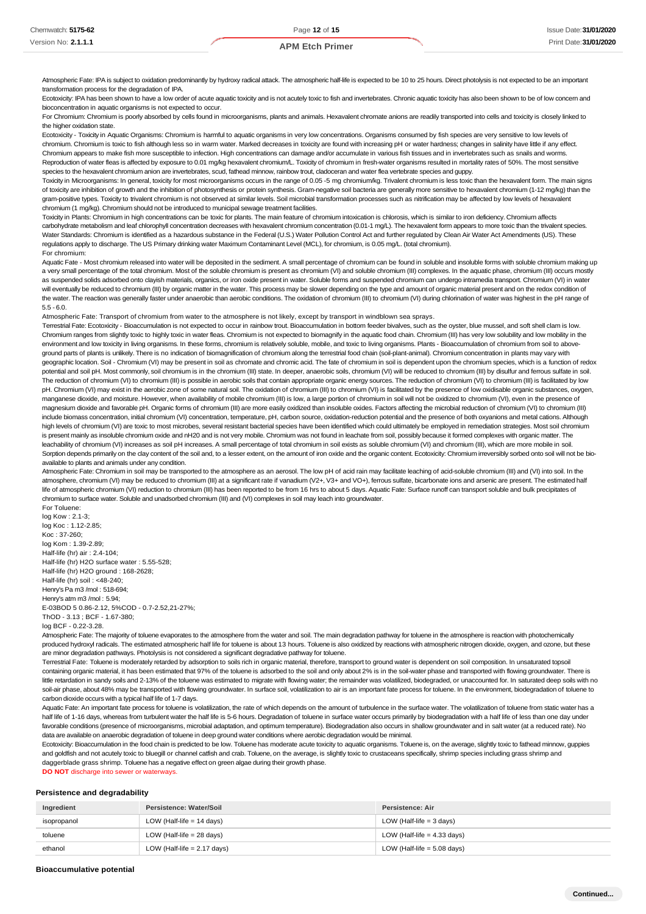Atmospheric Fate: IPA is subject to oxidation predominantly by hydroxy radical attack. The atmospheric half-life is expected to be 10 to 25 hours. Direct photolysis is not expected to be an important transformation process for the degradation of IPA.

Ecotoxicity: IPA has been shown to have a low order of acute aquatic toxicity and is not acutely toxic to fish and invertebrates. Chronic aquatic toxicity has also been shown to be of low concern and bioconcentration in aquatic organisms is not expected to occur.

For Chromium: Chromium is poorly absorbed by cells found in microorganisms, plants and animals. Hexavalent chromate anions are readily transported into cells and toxicity is closely linked to the higher oxidation state.

Ecotoxicity - Toxicity in Aquatic Organisms: Chromium is harmful to aquatic organisms in very low concentrations. Organisms consumed by fish species are very sensitive to low levels of chromium. Chromium is toxic to fish although less so in warm water. Marked decreases in toxicity are found with increasing pH or water hardness; changes in salinity have little if any effect. Chromium appears to make fish more susceptible to infection. High concentrations can damage and/or accumulate in various fish tissues and in invertebrates such as snails and worms. Reproduction of water fleas is affected by exposure to 0.01 mg/kg hexavalent chromium/L. Toxicity of chromium in fresh-water organisms resulted in mortality rates of 50%. The most sensitive species to the hexavalent chromium anion are invertebrates, scud, fathead minnow, rainbow trout, cladoceran and water flea vertebrate species and guppy.

Toxicity in Microorganisms: In general, toxicity for most microorganisms occurs in the range of 0.05 -5 mg chromium/kg. Trivalent chromium is less toxic than the hexavalent form. The main signs of toxicity are inhibition of growth and the inhibition of photosynthesis or protein synthesis. Gram-negative soil bacteria are generally more sensitive to hexavalent chromium (1-12 mg/kg) than the gram-positive types. Toxicity to trivalent chromium is not observed at similar levels. Soil microbial transformation processes such as nitrification may be affected by low levels of hexavalent chromium (1 mg/kg). Chromium should not be introduced to municipal sewage treatment facilities.

Toxicity in Plants: Chromium in high concentrations can be toxic for plants. The main feature of chromium intoxication is chlorosis, which is similar to iron deficiency. Chromium affects carbohydrate metabolism and leaf chlorophyll concentration decreases with hexavalent chromium concentration (0.01-1 mg/L). The hexavalent form appears to more toxic than the trivalent species. Water Standards: Chromium is identified as a hazardous substance in the Federal (U.S.) Water Pollution Control Act and further regulated by Clean Air Water Act Amendments (US). These regulations apply to discharge. The US Primary drinking water Maximum Contaminant Level (MCL), for chromium, is 0.05 mg/L. (total chromium).

For chromium:

Aquatic Fate - Most chromium released into water will be deposited in the sediment. A small percentage of chromium can be found in soluble and insoluble forms with soluble chromium making up a very small percentage of the total chromium. Most of the soluble chromium is present as chromium (VI) and soluble chromium (III) complexes. In the aquatic phase, chromium (III) occurs mostly as suspended solids adsorbed onto clayish materials, organics, or iron oxide present in water. Soluble forms and suspended chromium can undergo intramedia transport. Chromium (VI) in water will eventually be reduced to chromium (III) by organic matter in the water. This process may be slower depending on the type and amount of organic material present and on the redox condition of the water. The reaction was generally faster under anaerobic than aerobic conditions. The oxidation of chromium (III) to chromium (VI) during chlorination of water was highest in the pH range of 5.5 - 6.0.

Atmospheric Fate: Transport of chromium from water to the atmosphere is not likely, except by transport in windblown sea sprays.

Terrestrial Fate: Ecotoxicity - Bioaccumulation is not expected to occur in rainbow trout. Bioaccumulation in bottom feeder bivalves, such as the oyster, blue mussel, and soft shell clam is low. Chromium ranges from slightly toxic to highly toxic in water fleas. Chromium is not expected to biomagnify in the aquatic food chain. Chromium (III) has very low solubility and low mobility in the environment and low toxicity in living organisms. In these forms, chromium is relatively soluble, mobile, and toxic to living organisms. Plants - Bioaccumulation of chromium from soil to above-ground parts of plants is unlikely. There is no indication of biomagnification of chromium along the terrestrial food chain (soil-plant-animal). Chromium concentration in plants may vary with geographic location. Soil - Chromium (VI) may be present in soil as chromate and chromic acid. The fate of chromium in soil is dependent upon the chromium species, which is a function of redox potential and soil pH. Most commonly, soil chromium is in the chromium (III) state. In deeper, anaerobic soils, chromium (VI) will be reduced to chromium (III) by disulfur and ferrous sulfate in soil. The reduction of chromium (VI) to chromium (III) is possible in aerobic soils that contain appropriate organic energy sources. The reduction of chromium (VI) to chromium (III) is facilitated by low pH. Chromium (VI) may exist in the aerobic zone of some natural soil. The oxidation of chromium (III) to chromium (VI) is facilitated by the presence of low oxidisable organic substances, oxygen, manganese dioxide, and moisture. However, when availability of mobile chromium (III) is low, a large portion of chromium in soil will not be oxidized to chromium (VI), even in the presence of magnesium dioxide and favorable pH. Organic forms of chromium (III) are more easily oxidized than insoluble oxides. Factors affecting the microbial reduction of chromium (VI) to chromium (III) include biomass concentration, initial chromium (VI) concentration, temperature, pH, carbon source, oxidation-reduction potential and the presence of both oxyanions and metal cations. Although high levels of chromium (VI) are toxic to most microbes, several resistant bacterial species have been identified which could ultimately be employed in remediation strategies. Most soil chromium is present mainly as insoluble chromium oxide and nH20 and is not very mobile. Chromium was not found in leachate from soil, possibly because it formed complexes with organic matter. The leachability of chromium (VI) increases as soil pH increases. A small percentage of total chromium in soil exists as soluble chromium (VI) and chromium (III), which are more mobile in soil. Sorption depends primarily on the clay content of the soil and, to a lesser extent, on the amount of iron oxide and the organic content. Ecotoxicity: Chromium irreversibly sorbed onto soil will not be bio-available to plants and animals under any condition.

Atmospheric Fate: Chromium in soil may be transported to the atmosphere as an aerosol. The low pH of acid rain may facilitate leaching of acid-soluble chromium (III) and (VI) into soil. In the atmosphere, chromium (VI) may be reduced to chromium (III) at a significant rate by vanadium ($V^{2+}$, $V^{3+}$ and $VO^{+}$), ferrous sulfate, bicarbonate ions and arsenic are present. The estimated half life of atmospheric chromium (VI) reduction to chromium (III) has been reported to be from 16 hrs to about 5 days. Aquatic Fate: Surface runoff can transport soluble and bulk precipitates of chromium to surface water. Soluble and unadsorbed chromium (III) and (VI) complexes in soil may leach into groundwater.

For Toluene:

log Kow : 2.1-3;
log Koc : 1.12-2.85;
Koc : 37-260;
log Kom : 1.39-2.89;
Half-life (hr) air : 2.4-104;
Half-life (hr) H2O surface water : 5.55-528;
Half-life (hr) H2O ground : 168-2628;
Half-life (hr) soil : <48-240;
Henry's Pa m3 /mol : 518-694;
Henry's atm m3 /mol : 5.94;
E-03BOD 5 0.86-2.12, 5%COD - 0.7-2.52,21-27%;
ThOD - 3.13 ; BCF - 1.67-380;
log BCF - 0.22-3.28.

Atmospheric Fate: The majority of toluene evaporates to the atmosphere from the water and soil. The main degradation pathway for toluene in the atmosphere is reaction with photochemically produced hydroxyl radicals. The estimated atmospheric half life for toluene is about 13 hours. Toluene is also oxidized by reactions with atmospheric nitrogen dioxide, oxygen, and ozone, but these are minor degradation pathways. Photolysis is not considered a significant degradation pathway for toluene.

Terrestrial Fate: Toluene is moderately retarded by adsorption to soils rich in organic material, therefore, transport to ground water is dependent on soil composition. In unsaturated topsoil containing organic material, it has been estimated that 97% of the toluene is adsorbed to the soil and only about 2% is in the soil-water phase and transported with flowing groundwater. There is little retardation in sandy soils and 2-13% of the toluene was estimated to migrate with flowing water; the remainder was volatilized, biodegraded, or unaccounted for. In saturated deep soils with no soil-air phase, about 48% may be transported with flowing groundwater. In surface soil, volatilization to air is an important fate process for toluene. In the environment, biodegradation of toluene to carbon dioxide occurs with a typical half life of 1-7 days.

Aquatic Fate: An important fate process for toluene is volatilization, the rate of which depends on the amount of turbulence in the surface water. The volatilization of toluene from static water has a half life of 1-16 days, whereas from turbulent water the half life is 5-6 hours. Degradation of toluene in surface water occurs primarily by biodegradation with a half life of less than one day under favorable conditions (presence of microorganisms, microbial adaptation, and optimum temperature). Biodegradation also occurs in shallow groundwater and in salt water (at a reduced rate). No data are available on anaerobic degradation of toluene in deep ground water conditions where aerobic degradation would be minimal.

Ecotoxicity: Bioaccumulation in the food chain is predicted to be low. Toluene has moderate acute toxicity to aquatic organisms. Toluene is, on the average, slightly toxic to fathead minnow, guppies and goldfish and not acutely toxic to bluegill or channel catfish and crab. Toluene, on the average, is slightly toxic to crustaceans specifically, shrimp species including grass shrimp and daggerblade grass shrimp. Toluene has a negative effect on green algae during their growth phase.

**DO NOT** discharge into sewer or waterways.

### Persistence and degradability

| Ingredient | Persistence: Water/Soil | Persistence: Air |
|---|---|---|
| isopropanol | LOW (Half-life = 14 days) | LOW (Half-life = 3 days) |
| toluene | LOW (Half-life = 28 days) | LOW (Half-life = 4.33 days) |
| ethanol | LOW (Half-life = 2.17 days) | LOW (Half-life = 5.08 days) |

### Bioaccumulative potential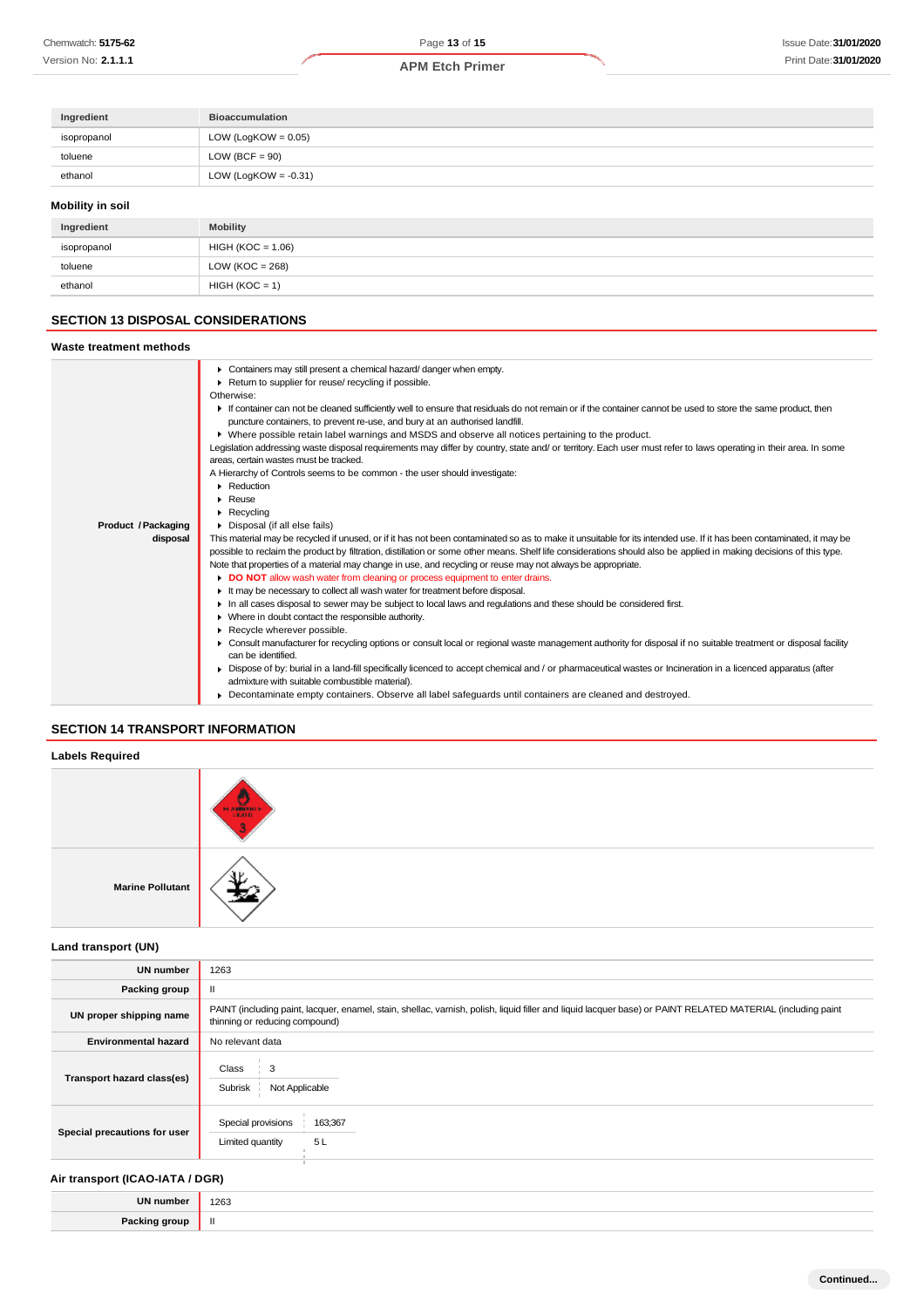| Ingredient | Bioaccumulation |
|---|---|
| isopropanol | LOW (LogKOW = 0.05) |
| toluene | LOW (BCF = 90) |
| ethanol | LOW (LogKOW = -0.31) |

### Mobility in soil

| Ingredient | Mobility |
|---|---|
| isopropanol | HIGH (KOC = 1.06) |
| toluene | LOW (KOC = 268) |
| ethanol | HIGH (KOC = 1) |

## SECTION 13 DISPOSAL CONSIDERATIONS

### Waste treatment methods

| | |
|---|---|
| **Product / Packaging disposal** | ▸ Containers may still present a chemical hazard/ danger when empty.<br>▸ Return to supplier for reuse/ recycling if possible.<br>Otherwise:<br>▸ If container can not be cleaned sufficiently well to ensure that residuals do not remain or if the container cannot be used to store the same product, then puncture containers, to prevent re-use, and bury at an authorised landfill.<br>▸ Where possible retain label warnings and MSDS and observe all notices pertaining to the product.<br>Legislation addressing waste disposal requirements may differ by country, state and/ or territory. Each user must refer to laws operating in their area. In some areas, certain wastes must be tracked.<br>A Hierarchy of Controls seems to be common - the user should investigate:<br>▸ Reduction<br>▸ Reuse<br>▸ Recycling<br>▸ Disposal (if all else fails)<br>This material may be recycled if unused, or if it has not been contaminated so as to make it unsuitable for its intended use. If it has been contaminated, it may be possible to reclaim the product by filtration, distillation or some other means. Shelf life considerations should also be applied in making decisions of this type. Note that properties of a material may change in use, and recycling or reuse may not always be appropriate.<br>▸ **DO NOT** allow wash water from cleaning or process equipment to enter drains.<br>▸ It may be necessary to collect all wash water for treatment before disposal.<br>▸ In all cases disposal to sewer may be subject to local laws and regulations and these should be considered first.<br>▸ Where in doubt contact the responsible authority.<br>▸ Recycle wherever possible.<br>▸ Consult manufacturer for recycling options or consult local or regional waste management authority for disposal if no suitable treatment or disposal facility can be identified.<br>▸ Dispose of by: burial in a land-fill specifically licenced to accept chemical and / or pharmaceutical wastes or Incineration in a licenced apparatus (after admixture with suitable combustible material).<br>▸ Decontaminate empty containers. Observe all label safeguards until containers are cleaned and destroyed. |

## SECTION 14 TRANSPORT INFORMATION

### Labels Required

| | |
|---|---|
| | |
| **Marine Pollutant** | |

### Land transport (UN)

| | |
|---|---|
| **UN number** | 1263 |
| **Packing group** | II |
| **UN proper shipping name** | PAINT (including paint, lacquer, enamel, stain, shellac, varnish, polish, liquid filler and liquid lacquer base) or PAINT RELATED MATERIAL (including paint thinning or reducing compound) |
| **Environmental hazard** | No relevant data |
| **Transport hazard class(es)** | Class: 3<br>Subrisk: Not Applicable |
| **Special precautions for user** | Special provisions: 163;367<br>Limited quantity: 5 L |

### Air transport (ICAO-IATA / DGR)

| | |
|---|---|
| **UN number** | 1263 |
| **Packing group** | II |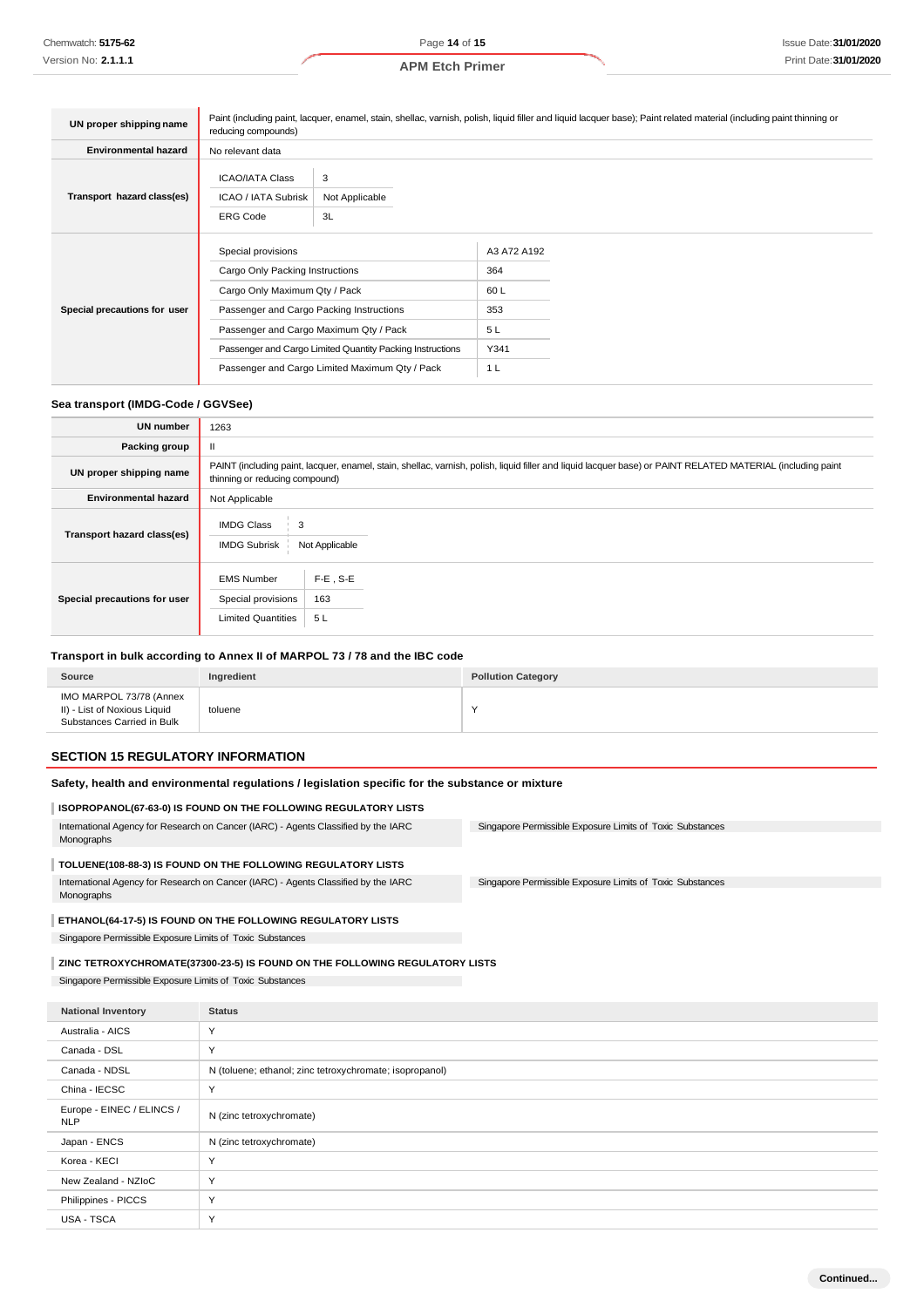| | |
|---|---|
| UN proper shipping name | Paint (including paint, lacquer, enamel, stain, shellac, varnish, polish, liquid filler and liquid lacquer base); Paint related material (including paint thinning or reducing compounds) |
| Environmental hazard | No relevant data |
| Transport hazard class(es) | ICAO/IATA Class: 3<br>ICAO / IATA Subrisk: Not Applicable<br>ERG Code: 3L |
| Special precautions for user | Special provisions: A3 A72 A192<br>Cargo Only Packing Instructions: 364<br>Cargo Only Maximum Qty / Pack: 60 L<br>Passenger and Cargo Packing Instructions: 353<br>Passenger and Cargo Maximum Qty / Pack: 5 L<br>Passenger and Cargo Limited Quantity Packing Instructions: Y341<br>Passenger and Cargo Limited Maximum Qty / Pack: 1 L |

### Sea transport (IMDG-Code / GGVSee)

| | |
|---|---|
| UN number | 1263 |
| Packing group | II |
| UN proper shipping name | PAINT (including paint, lacquer, enamel, stain, shellac, varnish, polish, liquid filler and liquid lacquer base) or PAINT RELATED MATERIAL (including paint thinning or reducing compound) |
| Environmental hazard | Not Applicable |
| Transport hazard class(es) | IMDG Class: 3<br>IMDG Subrisk: Not Applicable |
| Special precautions for user | EMS Number: F-E , S-E<br>Special provisions: 163<br>Limited Quantities: 5 L |

### Transport in bulk according to Annex II of MARPOL 73 / 78 and the IBC code

| Source | Ingredient | Pollution Category |
|---|---|---|
| IMO MARPOL 73/78 (Annex II) - List of Noxious Liquid Substances Carried in Bulk | toluene | Y |

## SECTION 15 REGULATORY INFORMATION

### Safety, health and environmental regulations / legislation specific for the substance or mixture

**ISOPROPANOL(67-63-0) IS FOUND ON THE FOLLOWING REGULATORY LISTS**

- International Agency for Research on Cancer (IARC) - Agents Classified by the IARC Monographs
- Singapore Permissible Exposure Limits of Toxic Substances

**TOLUENE(108-88-3) IS FOUND ON THE FOLLOWING REGULATORY LISTS**

- International Agency for Research on Cancer (IARC) - Agents Classified by the IARC Monographs
- Singapore Permissible Exposure Limits of Toxic Substances

**ETHANOL(64-17-5) IS FOUND ON THE FOLLOWING REGULATORY LISTS**

- Singapore Permissible Exposure Limits of Toxic Substances

**ZINC TETROXYCHROMATE(37300-23-5) IS FOUND ON THE FOLLOWING REGULATORY LISTS**

- Singapore Permissible Exposure Limits of Toxic Substances

| National Inventory | Status |
|---|---|
| Australia - AICS | Y |
| Canada - DSL | Y |
| Canada - NDSL | N (toluene; ethanol; zinc tetroxychromate; isopropanol) |
| China - IECSC | Y |
| Europe - EINEC / ELINCS / NLP | N (zinc tetroxychromate) |
| Japan - ENCS | N (zinc tetroxychromate) |
| Korea - KECI | Y |
| New Zealand - NZIoC | Y |
| Philippines - PICCS | Y |
| USA - TSCA | Y |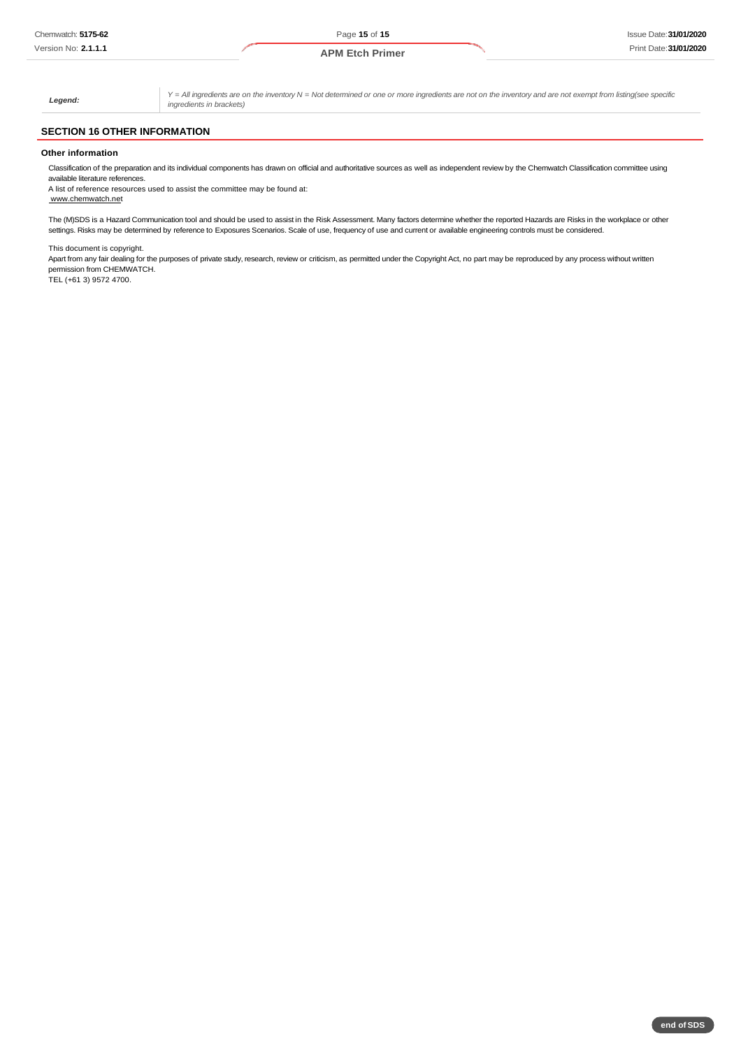| | |
|---|---|
| ***Legend:*** | *Y = All ingredients are on the inventory N = Not determined or one or more ingredients are not on the inventory and are not exempt from listing(see specific ingredients in brackets)* |

## SECTION 16 OTHER INFORMATION

### Other information

Classification of the preparation and its individual components has drawn on official and authoritative sources as well as independent review by the Chemwatch Classification committee using available literature references.

A list of reference resources used to assist the committee may be found at:

www.chemwatch.net

The (M)SDS is a Hazard Communication tool and should be used to assist in the Risk Assessment. Many factors determine whether the reported Hazards are Risks in the workplace or other settings. Risks may be determined by reference to Exposures Scenarios. Scale of use, frequency of use and current or available engineering controls must be considered.

This document is copyright.

Apart from any fair dealing for the purposes of private study, research, review or criticism, as permitted under the Copyright Act, no part may be reproduced by any process without written permission from CHEMWATCH.

TEL (+61 3) 9572 4700.

**end of SDS**